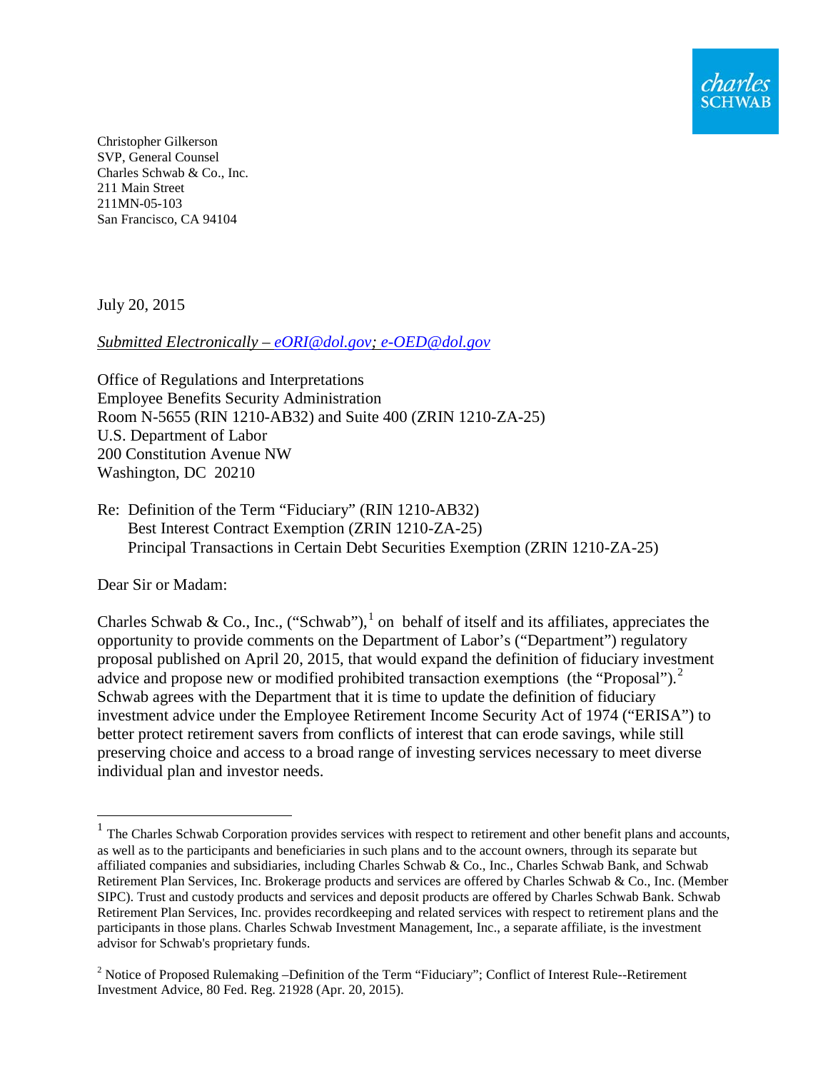charles SCHWAB

Christopher Gilkerson
SVP, General Counsel
Charles Schwab & Co., Inc.
211 Main Street
211MN-05-103
San Francisco, CA 94104

July 20, 2015

*Submitted Electronically – eORI@dol.gov; e-OED@dol.gov*

Office of Regulations and Interpretations
Employee Benefits Security Administration
Room N-5655 (RIN 1210-AB32) and Suite 400 (ZRIN 1210-ZA-25)
U.S. Department of Labor
200 Constitution Avenue NW
Washington, DC 20210

Re: Definition of the Term "Fiduciary" (RIN 1210-AB32)
Best Interest Contract Exemption (ZRIN 1210-ZA-25)
Principal Transactions in Certain Debt Securities Exemption (ZRIN 1210-ZA-25)

Dear Sir or Madam:

Charles Schwab & Co., Inc., ("Schwab"),[1] on behalf of itself and its affiliates, appreciates the opportunity to provide comments on the Department of Labor's ("Department") regulatory proposal published on April 20, 2015, that would expand the definition of fiduciary investment advice and propose new or modified prohibited transaction exemptions (the "Proposal").[2] Schwab agrees with the Department that it is time to update the definition of fiduciary investment advice under the Employee Retirement Income Security Act of 1974 ("ERISA") to better protect retirement savers from conflicts of interest that can erode savings, while still preserving choice and access to a broad range of investing services necessary to meet diverse individual plan and investor needs.

[1] The Charles Schwab Corporation provides services with respect to retirement and other benefit plans and accounts, as well as to the participants and beneficiaries in such plans and to the account owners, through its separate but affiliated companies and subsidiaries, including Charles Schwab & Co., Inc., Charles Schwab Bank, and Schwab Retirement Plan Services, Inc. Brokerage products and services are offered by Charles Schwab & Co., Inc. (Member SIPC). Trust and custody products and services and deposit products are offered by Charles Schwab Bank. Schwab Retirement Plan Services, Inc. provides recordkeeping and related services with respect to retirement plans and the participants in those plans. Charles Schwab Investment Management, Inc., a separate affiliate, is the investment advisor for Schwab's proprietary funds.

[2] Notice of Proposed Rulemaking –Definition of the Term "Fiduciary"; Conflict of Interest Rule--Retirement Investment Advice, 80 Fed. Reg. 21928 (Apr. 20, 2015).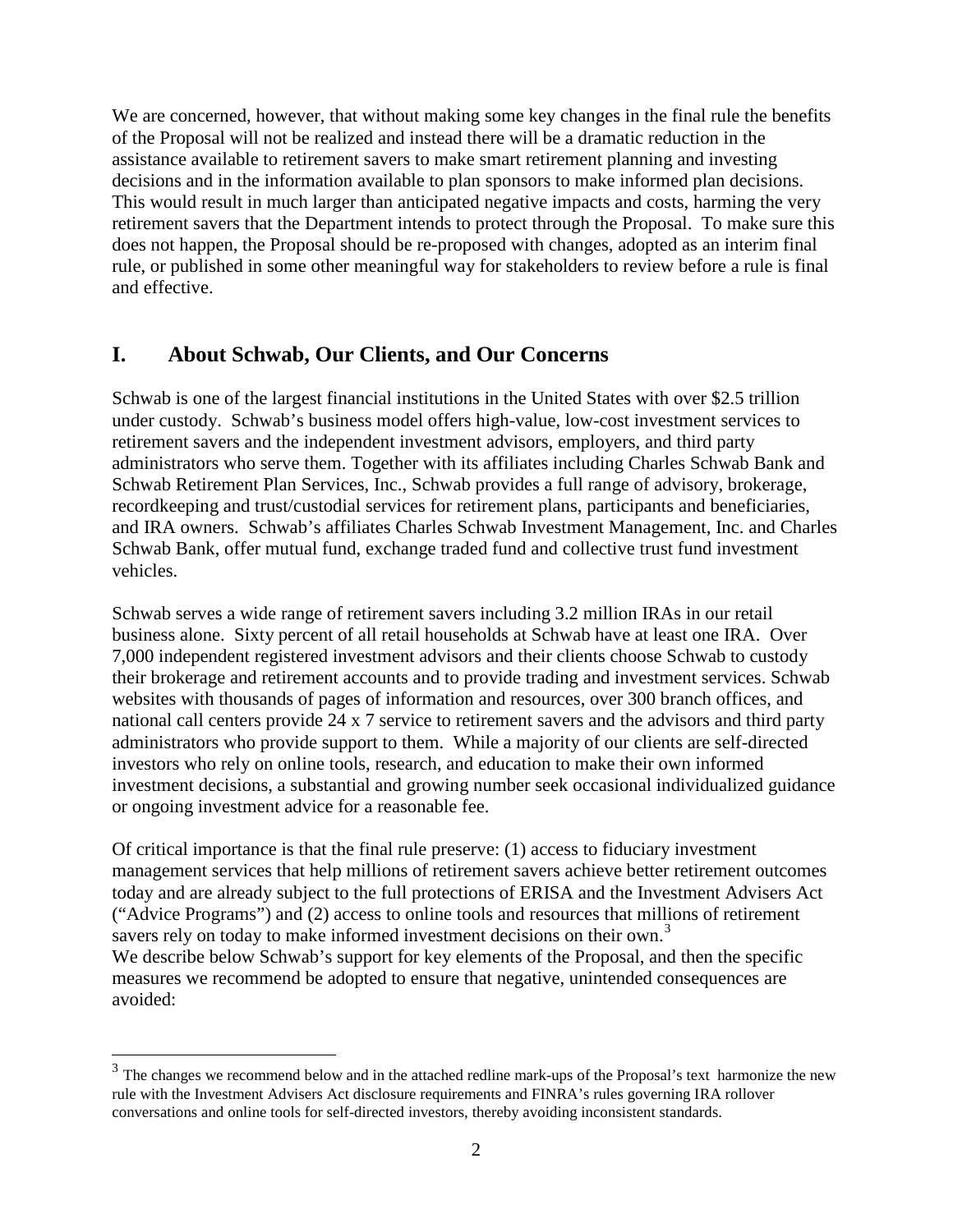We are concerned, however, that without making some key changes in the final rule the benefits of the Proposal will not be realized and instead there will be a dramatic reduction in the assistance available to retirement savers to make smart retirement planning and investing decisions and in the information available to plan sponsors to make informed plan decisions. This would result in much larger than anticipated negative impacts and costs, harming the very retirement savers that the Department intends to protect through the Proposal. To make sure this does not happen, the Proposal should be re-proposed with changes, adopted as an interim final rule, or published in some other meaningful way for stakeholders to review before a rule is final and effective.

## I. About Schwab, Our Clients, and Our Concerns

Schwab is one of the largest financial institutions in the United States with over $2.5 trillion under custody. Schwab's business model offers high-value, low-cost investment services to retirement savers and the independent investment advisors, employers, and third party administrators who serve them. Together with its affiliates including Charles Schwab Bank and Schwab Retirement Plan Services, Inc., Schwab provides a full range of advisory, brokerage, recordkeeping and trust/custodial services for retirement plans, participants and beneficiaries, and IRA owners. Schwab's affiliates Charles Schwab Investment Management, Inc. and Charles Schwab Bank, offer mutual fund, exchange traded fund and collective trust fund investment vehicles.

Schwab serves a wide range of retirement savers including 3.2 million IRAs in our retail business alone. Sixty percent of all retail households at Schwab have at least one IRA. Over 7,000 independent registered investment advisors and their clients choose Schwab to custody their brokerage and retirement accounts and to provide trading and investment services. Schwab websites with thousands of pages of information and resources, over 300 branch offices, and national call centers provide 24 x 7 service to retirement savers and the advisors and third party administrators who provide support to them. While a majority of our clients are self-directed investors who rely on online tools, research, and education to make their own informed investment decisions, a substantial and growing number seek occasional individualized guidance or ongoing investment advice for a reasonable fee.

Of critical importance is that the final rule preserve: (1) access to fiduciary investment management services that help millions of retirement savers achieve better retirement outcomes today and are already subject to the full protections of ERISA and the Investment Advisers Act ("Advice Programs") and (2) access to online tools and resources that millions of retirement savers rely on today to make informed investment decisions on their own.[3]

We describe below Schwab's support for key elements of the Proposal, and then the specific measures we recommend be adopted to ensure that negative, unintended consequences are avoided:

[3] The changes we recommend below and in the attached redline mark-ups of the Proposal's text harmonize the new rule with the Investment Advisers Act disclosure requirements and FINRA's rules governing IRA rollover conversations and online tools for self-directed investors, thereby avoiding inconsistent standards.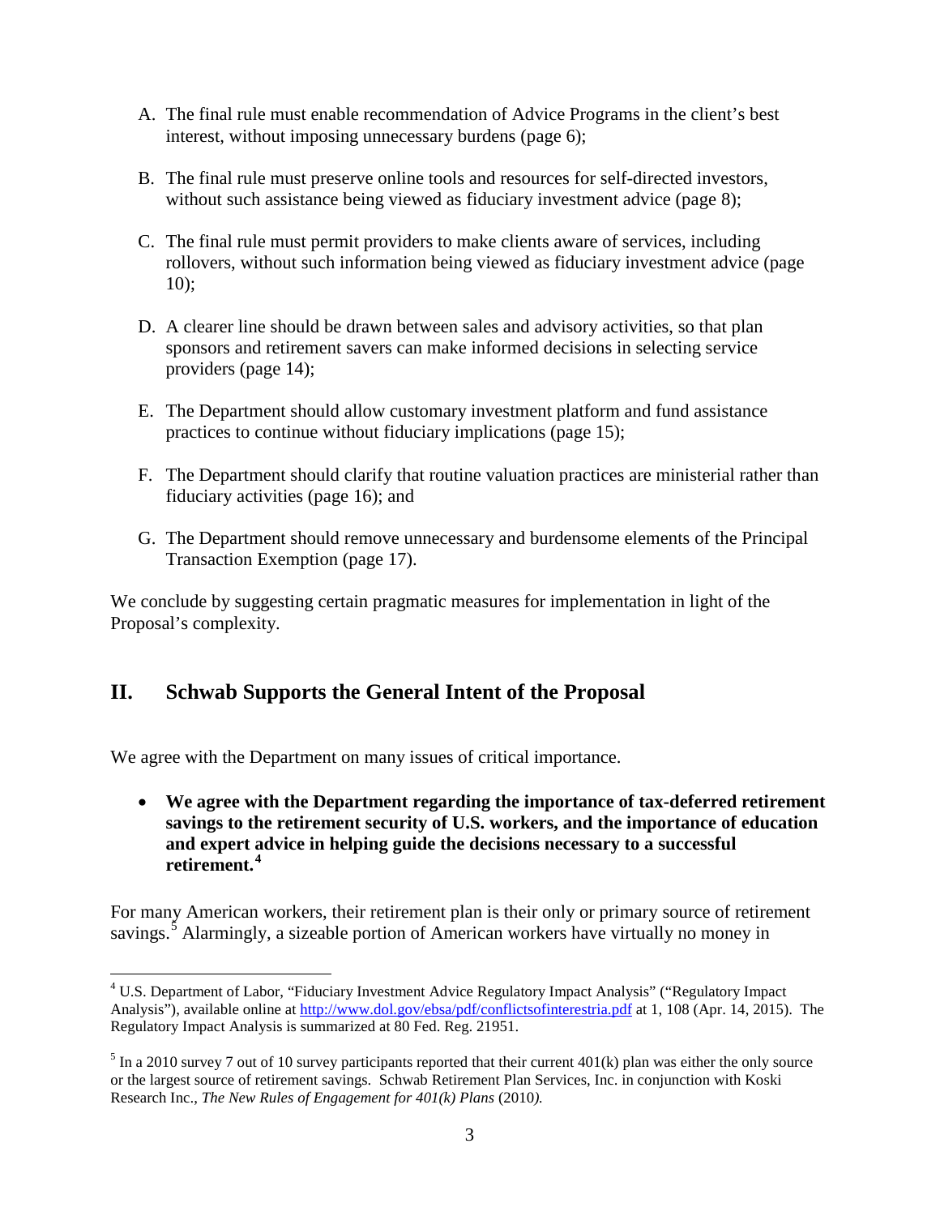A. The final rule must enable recommendation of Advice Programs in the client's best interest, without imposing unnecessary burdens (page 6);

B. The final rule must preserve online tools and resources for self-directed investors, without such assistance being viewed as fiduciary investment advice (page 8);

C. The final rule must permit providers to make clients aware of services, including rollovers, without such information being viewed as fiduciary investment advice (page 10);

D. A clearer line should be drawn between sales and advisory activities, so that plan sponsors and retirement savers can make informed decisions in selecting service providers (page 14);

E. The Department should allow customary investment platform and fund assistance practices to continue without fiduciary implications (page 15);

F. The Department should clarify that routine valuation practices are ministerial rather than fiduciary activities (page 16); and

G. The Department should remove unnecessary and burdensome elements of the Principal Transaction Exemption (page 17).

We conclude by suggesting certain pragmatic measures for implementation in light of the Proposal's complexity.

## II. Schwab Supports the General Intent of the Proposal

We agree with the Department on many issues of critical importance.

- **We agree with the Department regarding the importance of tax-deferred retirement savings to the retirement security of U.S. workers, and the importance of education and expert advice in helping guide the decisions necessary to a successful retirement.[4]**

For many American workers, their retirement plan is their only or primary source of retirement savings.[5] Alarmingly, a sizeable portion of American workers have virtually no money in

---

[4] U.S. Department of Labor, "Fiduciary Investment Advice Regulatory Impact Analysis" ("Regulatory Impact Analysis"), available online at http://www.dol.gov/ebsa/pdf/conflictsofinterestria.pdf at 1, 108 (Apr. 14, 2015). The Regulatory Impact Analysis is summarized at 80 Fed. Reg. 21951.

[5] In a 2010 survey 7 out of 10 survey participants reported that their current 401(k) plan was either the only source or the largest source of retirement savings. Schwab Retirement Plan Services, Inc. in conjunction with Koski Research Inc., *The New Rules of Engagement for 401(k) Plans* (2010).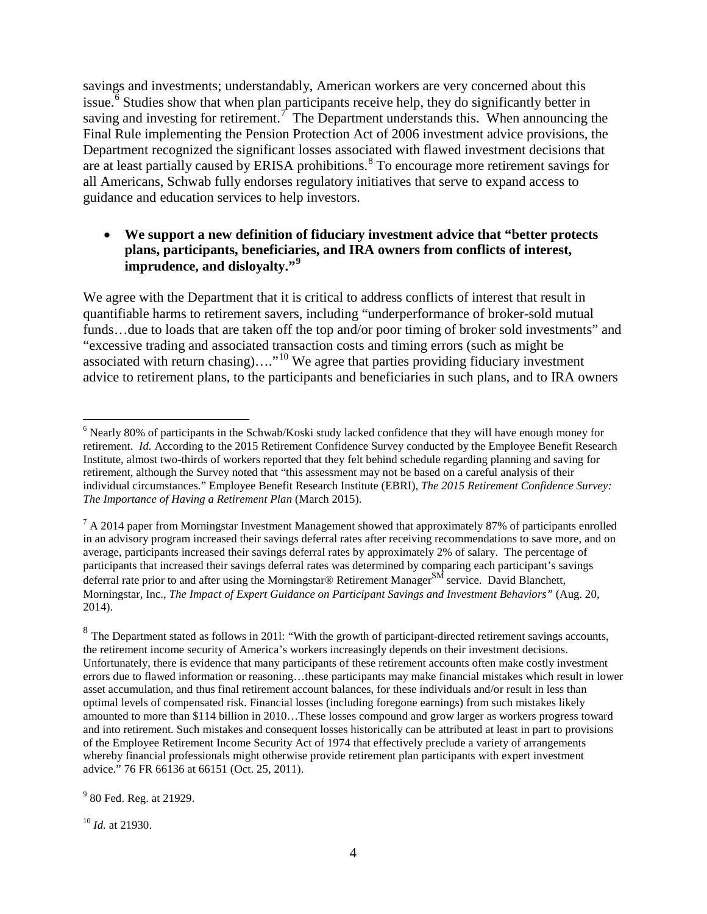savings and investments; understandably, American workers are very concerned about this issue.[6] Studies show that when plan participants receive help, they do significantly better in saving and investing for retirement.[7] The Department understands this. When announcing the Final Rule implementing the Pension Protection Act of 2006 investment advice provisions, the Department recognized the significant losses associated with flawed investment decisions that are at least partially caused by ERISA prohibitions.[8] To encourage more retirement savings for all Americans, Schwab fully endorses regulatory initiatives that serve to expand access to guidance and education services to help investors.

- **We support a new definition of fiduciary investment advice that "better protects plans, participants, beneficiaries, and IRA owners from conflicts of interest, imprudence, and disloyalty."[9]**

We agree with the Department that it is critical to address conflicts of interest that result in quantifiable harms to retirement savers, including "underperformance of broker-sold mutual funds…due to loads that are taken off the top and/or poor timing of broker sold investments" and "excessive trading and associated transaction costs and timing errors (such as might be associated with return chasing)…."[10] We agree that parties providing fiduciary investment advice to retirement plans, to the participants and beneficiaries in such plans, and to IRA owners

---

[6] Nearly 80% of participants in the Schwab/Koski study lacked confidence that they will have enough money for retirement. *Id.* According to the 2015 Retirement Confidence Survey conducted by the Employee Benefit Research Institute, almost two-thirds of workers reported that they felt behind schedule regarding planning and saving for retirement, although the Survey noted that "this assessment may not be based on a careful analysis of their individual circumstances." Employee Benefit Research Institute (EBRI), *The 2015 Retirement Confidence Survey: The Importance of Having a Retirement Plan* (March 2015).

[7] A 2014 paper from Morningstar Investment Management showed that approximately 87% of participants enrolled in an advisory program increased their savings deferral rates after receiving recommendations to save more, and on average, participants increased their savings deferral rates by approximately 2% of salary. The percentage of participants that increased their savings deferral rates was determined by comparing each participant's savings deferral rate prior to and after using the Morningstar® Retirement Manager[SM] service. David Blanchett, Morningstar, Inc., *The Impact of Expert Guidance on Participant Savings and Investment Behaviors"* (Aug. 20, 2014).

[8] The Department stated as follows in 2011: "With the growth of participant-directed retirement savings accounts, the retirement income security of America's workers increasingly depends on their investment decisions. Unfortunately, there is evidence that many participants of these retirement accounts often make costly investment errors due to flawed information or reasoning…these participants may make financial mistakes which result in lower asset accumulation, and thus final retirement account balances, for these individuals and/or result in less than optimal levels of compensated risk. Financial losses (including foregone earnings) from such mistakes likely amounted to more than $114 billion in 2010…These losses compound and grow larger as workers progress toward and into retirement. Such mistakes and consequent losses historically can be attributed at least in part to provisions of the Employee Retirement Income Security Act of 1974 that effectively preclude a variety of arrangements whereby financial professionals might otherwise provide retirement plan participants with expert investment advice." 76 FR 66136 at 66151 (Oct. 25, 2011).

[9] 80 Fed. Reg. at 21929.

[10] *Id.* at 21930.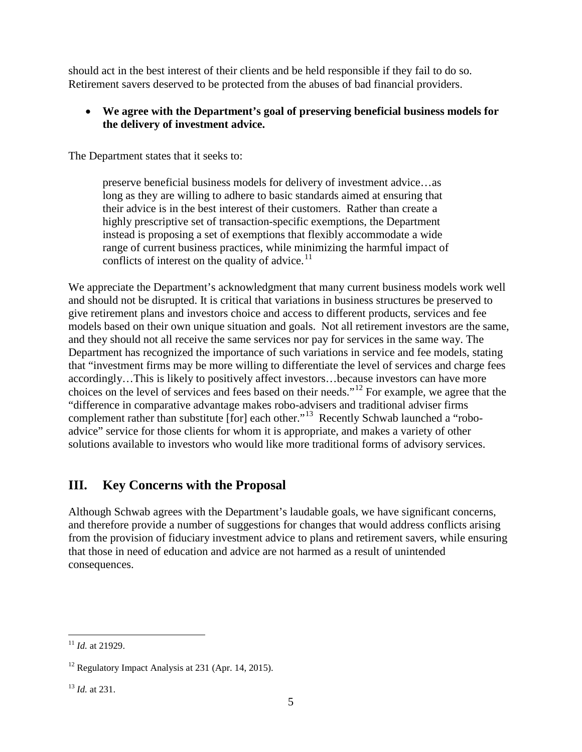should act in the best interest of their clients and be held responsible if they fail to do so. Retirement savers deserved to be protected from the abuses of bad financial providers.

- **We agree with the Department's goal of preserving beneficial business models for the delivery of investment advice.**

The Department states that it seeks to:

> preserve beneficial business models for delivery of investment advice…as long as they are willing to adhere to basic standards aimed at ensuring that their advice is in the best interest of their customers. Rather than create a highly prescriptive set of transaction-specific exemptions, the Department instead is proposing a set of exemptions that flexibly accommodate a wide range of current business practices, while minimizing the harmful impact of conflicts of interest on the quality of advice.[11]

We appreciate the Department's acknowledgment that many current business models work well and should not be disrupted. It is critical that variations in business structures be preserved to give retirement plans and investors choice and access to different products, services and fee models based on their own unique situation and goals. Not all retirement investors are the same, and they should not all receive the same services nor pay for services in the same way. The Department has recognized the importance of such variations in service and fee models, stating that "investment firms may be more willing to differentiate the level of services and charge fees accordingly…This is likely to positively affect investors…because investors can have more choices on the level of services and fees based on their needs."[12] For example, we agree that the "difference in comparative advantage makes robo-advisers and traditional adviser firms complement rather than substitute [for] each other."[13] Recently Schwab launched a "robo-advice" service for those clients for whom it is appropriate, and makes a variety of other solutions available to investors who would like more traditional forms of advisory services.

## III. Key Concerns with the Proposal

Although Schwab agrees with the Department's laudable goals, we have significant concerns, and therefore provide a number of suggestions for changes that would address conflicts arising from the provision of fiduciary investment advice to plans and retirement savers, while ensuring that those in need of education and advice are not harmed as a result of unintended consequences.

---

[11] *Id.* at 21929.

[12] Regulatory Impact Analysis at 231 (Apr. 14, 2015).

[13] *Id.* at 231.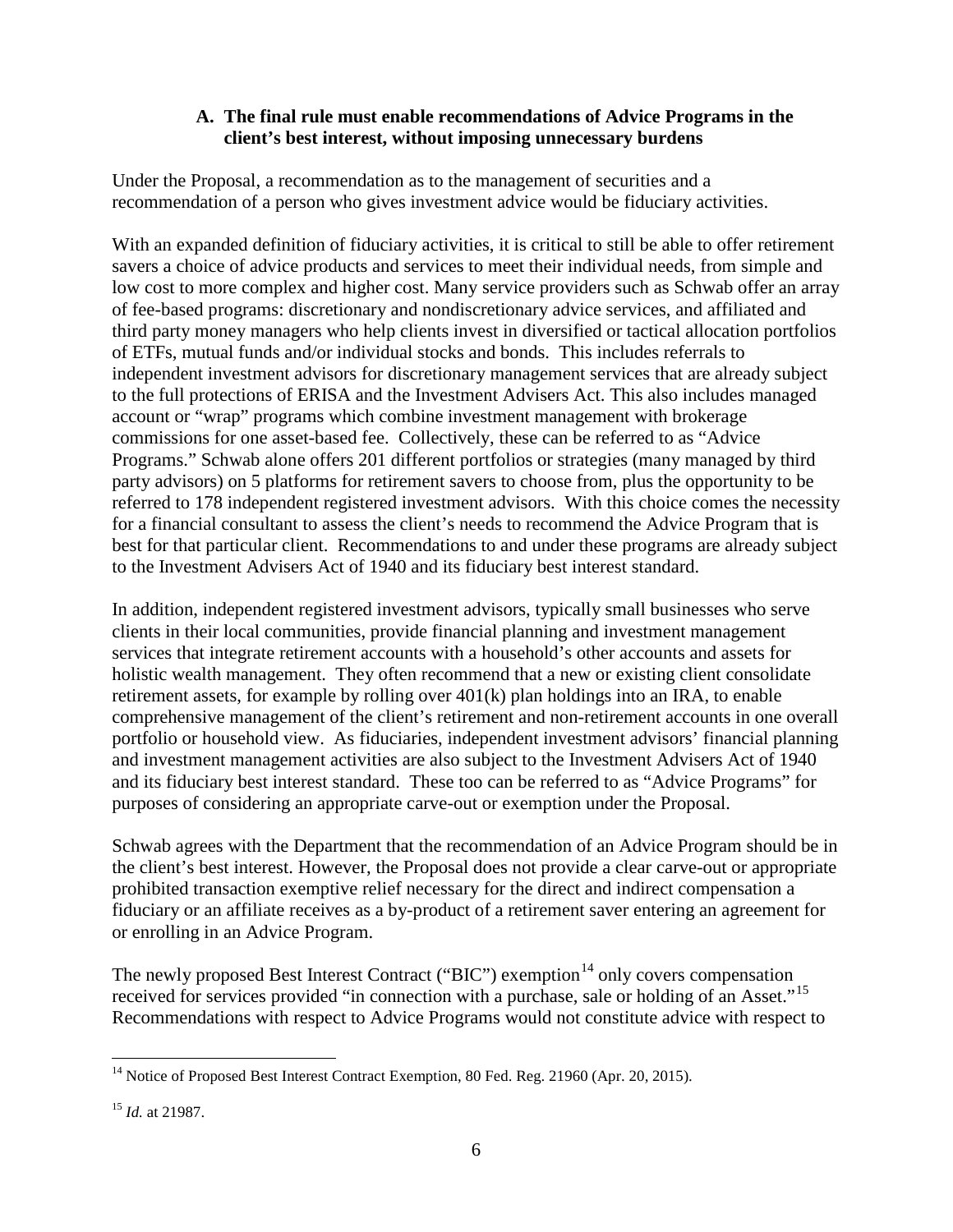### A. The final rule must enable recommendations of Advice Programs in the client's best interest, without imposing unnecessary burdens

Under the Proposal, a recommendation as to the management of securities and a recommendation of a person who gives investment advice would be fiduciary activities.

With an expanded definition of fiduciary activities, it is critical to still be able to offer retirement savers a choice of advice products and services to meet their individual needs, from simple and low cost to more complex and higher cost. Many service providers such as Schwab offer an array of fee-based programs: discretionary and nondiscretionary advice services, and affiliated and third party money managers who help clients invest in diversified or tactical allocation portfolios of ETFs, mutual funds and/or individual stocks and bonds. This includes referrals to independent investment advisors for discretionary management services that are already subject to the full protections of ERISA and the Investment Advisers Act. This also includes managed account or "wrap" programs which combine investment management with brokerage commissions for one asset-based fee. Collectively, these can be referred to as "Advice Programs." Schwab alone offers 201 different portfolios or strategies (many managed by third party advisors) on 5 platforms for retirement savers to choose from, plus the opportunity to be referred to 178 independent registered investment advisors. With this choice comes the necessity for a financial consultant to assess the client's needs to recommend the Advice Program that is best for that particular client. Recommendations to and under these programs are already subject to the Investment Advisers Act of 1940 and its fiduciary best interest standard.

In addition, independent registered investment advisors, typically small businesses who serve clients in their local communities, provide financial planning and investment management services that integrate retirement accounts with a household's other accounts and assets for holistic wealth management. They often recommend that a new or existing client consolidate retirement assets, for example by rolling over 401(k) plan holdings into an IRA, to enable comprehensive management of the client's retirement and non-retirement accounts in one overall portfolio or household view. As fiduciaries, independent investment advisors' financial planning and investment management activities are also subject to the Investment Advisers Act of 1940 and its fiduciary best interest standard. These too can be referred to as "Advice Programs" for purposes of considering an appropriate carve-out or exemption under the Proposal.

Schwab agrees with the Department that the recommendation of an Advice Program should be in the client's best interest. However, the Proposal does not provide a clear carve-out or appropriate prohibited transaction exemptive relief necessary for the direct and indirect compensation a fiduciary or an affiliate receives as a by-product of a retirement saver entering an agreement for or enrolling in an Advice Program.

The newly proposed Best Interest Contract ("BIC") exemption[14] only covers compensation received for services provided "in connection with a purchase, sale or holding of an Asset."[15] Recommendations with respect to Advice Programs would not constitute advice with respect to

[14] Notice of Proposed Best Interest Contract Exemption, 80 Fed. Reg. 21960 (Apr. 20, 2015).

[15] *Id.* at 21987.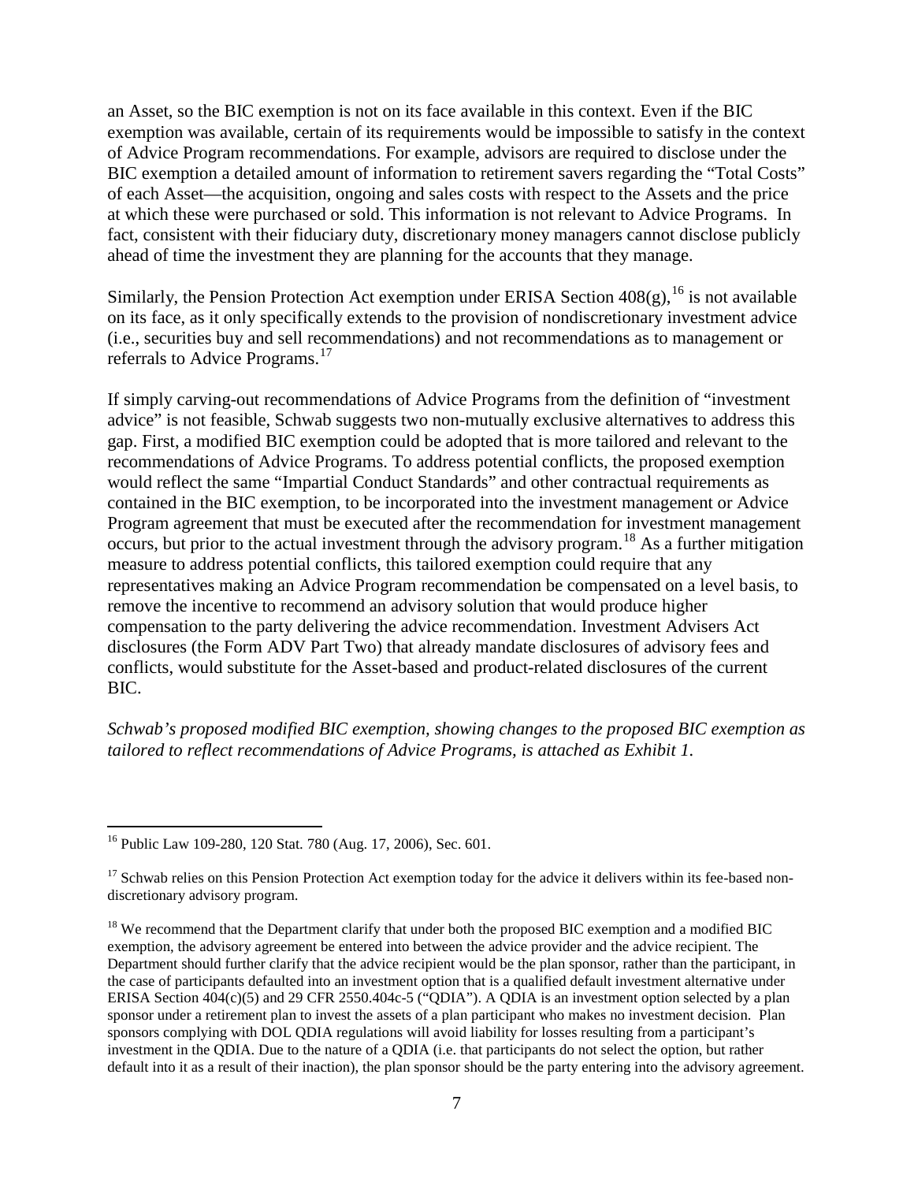an Asset, so the BIC exemption is not on its face available in this context. Even if the BIC exemption was available, certain of its requirements would be impossible to satisfy in the context of Advice Program recommendations. For example, advisors are required to disclose under the BIC exemption a detailed amount of information to retirement savers regarding the "Total Costs" of each Asset—the acquisition, ongoing and sales costs with respect to the Assets and the price at which these were purchased or sold. This information is not relevant to Advice Programs. In fact, consistent with their fiduciary duty, discretionary money managers cannot disclose publicly ahead of time the investment they are planning for the accounts that they manage.

Similarly, the Pension Protection Act exemption under ERISA Section 408(g),[16] is not available on its face, as it only specifically extends to the provision of nondiscretionary investment advice (i.e., securities buy and sell recommendations) and not recommendations as to management or referrals to Advice Programs.[17]

If simply carving-out recommendations of Advice Programs from the definition of "investment advice" is not feasible, Schwab suggests two non-mutually exclusive alternatives to address this gap. First, a modified BIC exemption could be adopted that is more tailored and relevant to the recommendations of Advice Programs. To address potential conflicts, the proposed exemption would reflect the same "Impartial Conduct Standards" and other contractual requirements as contained in the BIC exemption, to be incorporated into the investment management or Advice Program agreement that must be executed after the recommendation for investment management occurs, but prior to the actual investment through the advisory program.[18] As a further mitigation measure to address potential conflicts, this tailored exemption could require that any representatives making an Advice Program recommendation be compensated on a level basis, to remove the incentive to recommend an advisory solution that would produce higher compensation to the party delivering the advice recommendation. Investment Advisers Act disclosures (the Form ADV Part Two) that already mandate disclosures of advisory fees and conflicts, would substitute for the Asset-based and product-related disclosures of the current BIC.

*Schwab's proposed modified BIC exemption, showing changes to the proposed BIC exemption as tailored to reflect recommendations of Advice Programs, is attached as Exhibit 1.*

---

[16] Public Law 109-280, 120 Stat. 780 (Aug. 17, 2006), Sec. 601.

[17] Schwab relies on this Pension Protection Act exemption today for the advice it delivers within its fee-based non-discretionary advisory program.

[18] We recommend that the Department clarify that under both the proposed BIC exemption and a modified BIC exemption, the advisory agreement be entered into between the advice provider and the advice recipient. The Department should further clarify that the advice recipient would be the plan sponsor, rather than the participant, in the case of participants defaulted into an investment option that is a qualified default investment alternative under ERISA Section 404(c)(5) and 29 CFR 2550.404c-5 ("QDIA"). A QDIA is an investment option selected by a plan sponsor under a retirement plan to invest the assets of a plan participant who makes no investment decision. Plan sponsors complying with DOL QDIA regulations will avoid liability for losses resulting from a participant's investment in the QDIA. Due to the nature of a QDIA (i.e. that participants do not select the option, but rather default into it as a result of their inaction), the plan sponsor should be the party entering into the advisory agreement.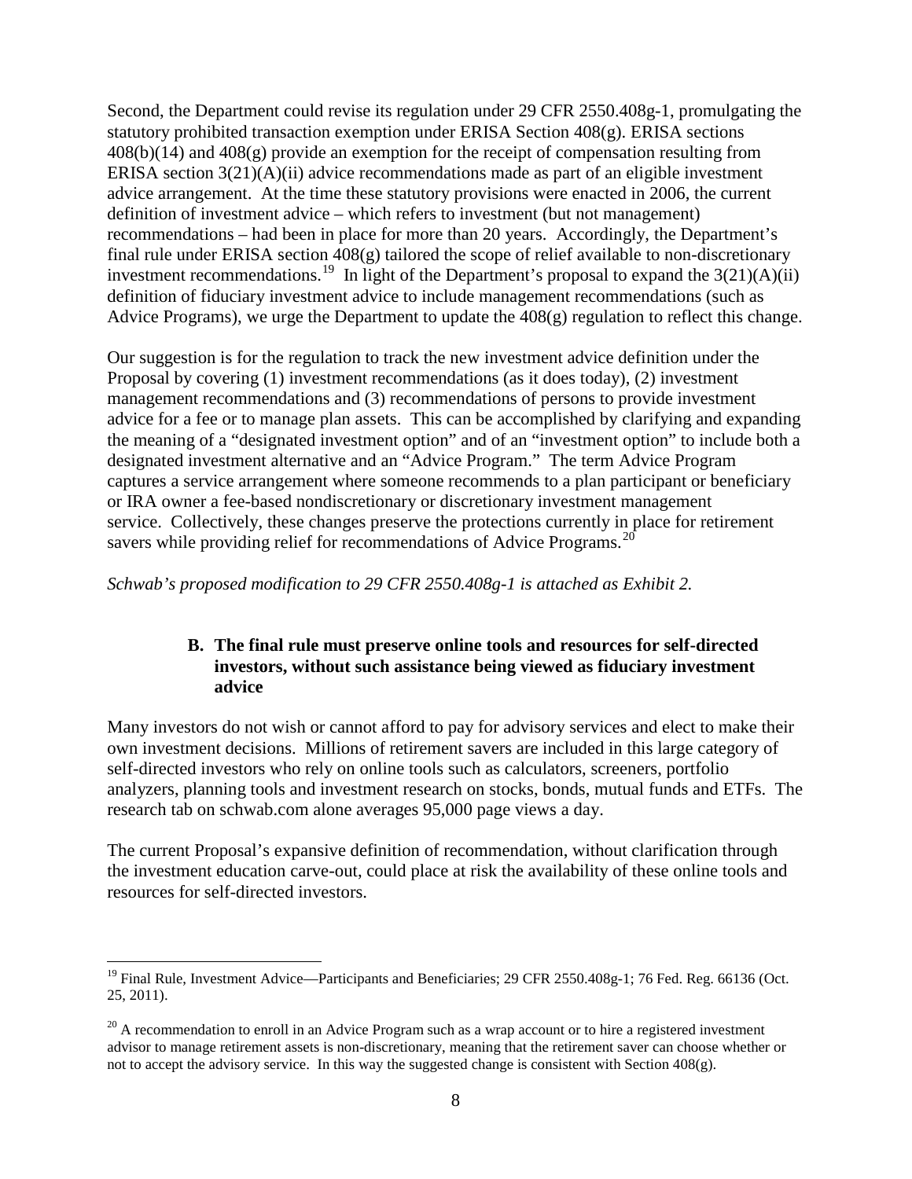Second, the Department could revise its regulation under 29 CFR 2550.408g-1, promulgating the statutory prohibited transaction exemption under ERISA Section 408(g). ERISA sections 408(b)(14) and 408(g) provide an exemption for the receipt of compensation resulting from ERISA section 3(21)(A)(ii) advice recommendations made as part of an eligible investment advice arrangement. At the time these statutory provisions were enacted in 2006, the current definition of investment advice – which refers to investment (but not management) recommendations – had been in place for more than 20 years. Accordingly, the Department's final rule under ERISA section 408(g) tailored the scope of relief available to non-discretionary investment recommendations.[19] In light of the Department's proposal to expand the 3(21)(A)(ii) definition of fiduciary investment advice to include management recommendations (such as Advice Programs), we urge the Department to update the 408(g) regulation to reflect this change.

Our suggestion is for the regulation to track the new investment advice definition under the Proposal by covering (1) investment recommendations (as it does today), (2) investment management recommendations and (3) recommendations of persons to provide investment advice for a fee or to manage plan assets. This can be accomplished by clarifying and expanding the meaning of a "designated investment option" and of an "investment option" to include both a designated investment alternative and an "Advice Program." The term Advice Program captures a service arrangement where someone recommends to a plan participant or beneficiary or IRA owner a fee-based nondiscretionary or discretionary investment management service. Collectively, these changes preserve the protections currently in place for retirement savers while providing relief for recommendations of Advice Programs.[20]

*Schwab's proposed modification to 29 CFR 2550.408g-1 is attached as Exhibit 2.*

### B. The final rule must preserve online tools and resources for self-directed investors, without such assistance being viewed as fiduciary investment advice

Many investors do not wish or cannot afford to pay for advisory services and elect to make their own investment decisions. Millions of retirement savers are included in this large category of self-directed investors who rely on online tools such as calculators, screeners, portfolio analyzers, planning tools and investment research on stocks, bonds, mutual funds and ETFs. The research tab on schwab.com alone averages 95,000 page views a day.

The current Proposal's expansive definition of recommendation, without clarification through the investment education carve-out, could place at risk the availability of these online tools and resources for self-directed investors.

---

[19] Final Rule, Investment Advice—Participants and Beneficiaries; 29 CFR 2550.408g-1; 76 Fed. Reg. 66136 (Oct. 25, 2011).

[20] A recommendation to enroll in an Advice Program such as a wrap account or to hire a registered investment advisor to manage retirement assets is non-discretionary, meaning that the retirement saver can choose whether or not to accept the advisory service. In this way the suggested change is consistent with Section 408(g).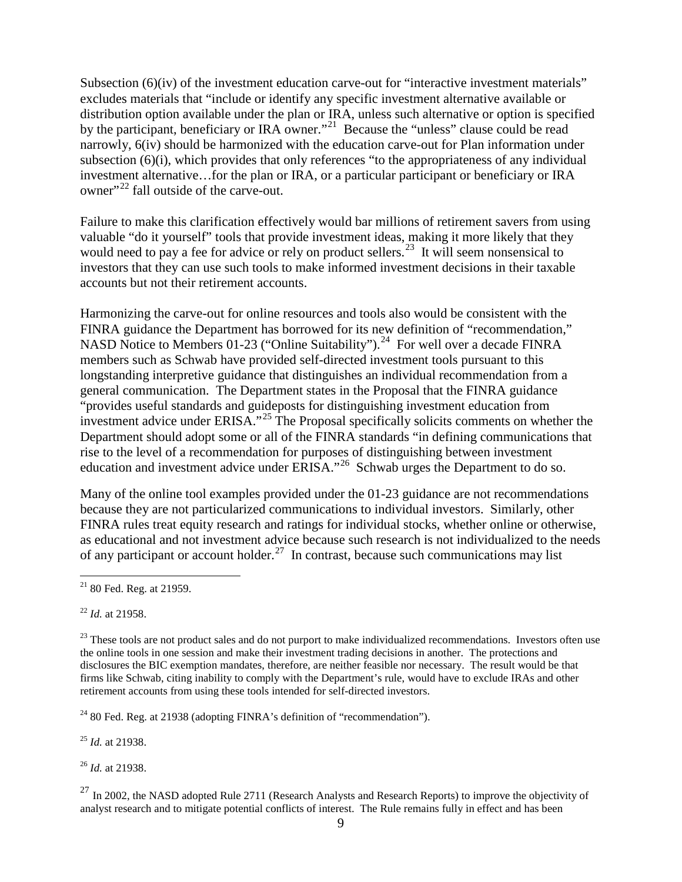Subsection (6)(iv) of the investment education carve-out for "interactive investment materials" excludes materials that "include or identify any specific investment alternative available or distribution option available under the plan or IRA, unless such alternative or option is specified by the participant, beneficiary or IRA owner."[21] Because the "unless" clause could be read narrowly, 6(iv) should be harmonized with the education carve-out for Plan information under subsection (6)(i), which provides that only references "to the appropriateness of any individual investment alternative…for the plan or IRA, or a particular participant or beneficiary or IRA owner"[22] fall outside of the carve-out.

Failure to make this clarification effectively would bar millions of retirement savers from using valuable "do it yourself" tools that provide investment ideas, making it more likely that they would need to pay a fee for advice or rely on product sellers.[23] It will seem nonsensical to investors that they can use such tools to make informed investment decisions in their taxable accounts but not their retirement accounts.

Harmonizing the carve-out for online resources and tools also would be consistent with the FINRA guidance the Department has borrowed for its new definition of "recommendation," NASD Notice to Members 01-23 ("Online Suitability").[24] For well over a decade FINRA members such as Schwab have provided self-directed investment tools pursuant to this longstanding interpretive guidance that distinguishes an individual recommendation from a general communication. The Department states in the Proposal that the FINRA guidance "provides useful standards and guideposts for distinguishing investment education from investment advice under ERISA."[25] The Proposal specifically solicits comments on whether the Department should adopt some or all of the FINRA standards "in defining communications that rise to the level of a recommendation for purposes of distinguishing between investment education and investment advice under ERISA."[26] Schwab urges the Department to do so.

Many of the online tool examples provided under the 01-23 guidance are not recommendations because they are not particularized communications to individual investors. Similarly, other FINRA rules treat equity research and ratings for individual stocks, whether online or otherwise, as educational and not investment advice because such research is not individualized to the needs of any participant or account holder.[27] In contrast, because such communications may list

---

[21] 80 Fed. Reg. at 21959.

[22] *Id.* at 21958.

[23] These tools are not product sales and do not purport to make individualized recommendations. Investors often use the online tools in one session and make their investment trading decisions in another. The protections and disclosures the BIC exemption mandates, therefore, are neither feasible nor necessary. The result would be that firms like Schwab, citing inability to comply with the Department's rule, would have to exclude IRAs and other retirement accounts from using these tools intended for self-directed investors.

[24] 80 Fed. Reg. at 21938 (adopting FINRA's definition of "recommendation").

[25] *Id.* at 21938.

[26] *Id.* at 21938.

[27] In 2002, the NASD adopted Rule 2711 (Research Analysts and Research Reports) to improve the objectivity of analyst research and to mitigate potential conflicts of interest. The Rule remains fully in effect and has been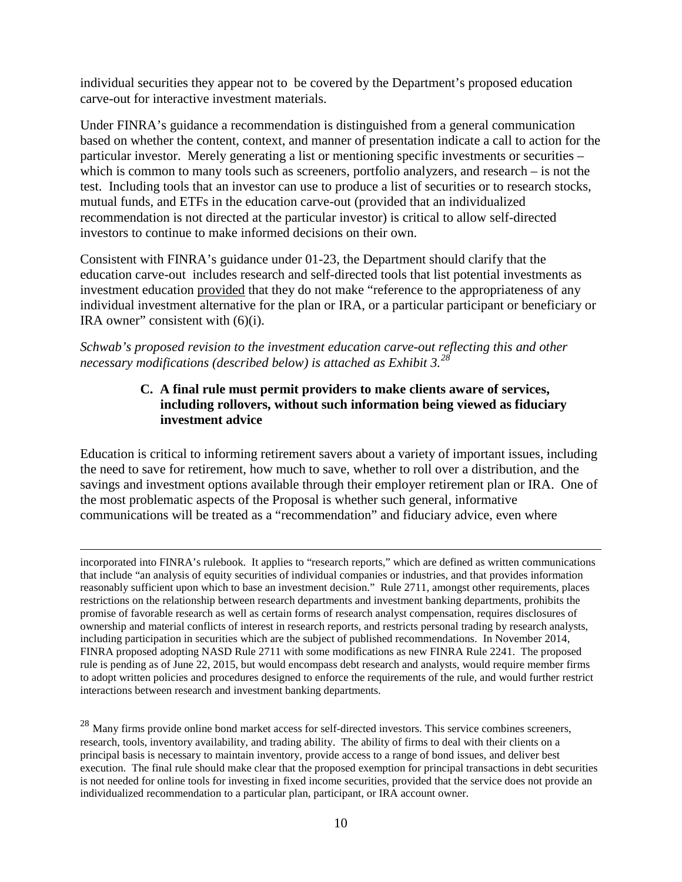individual securities they appear not to be covered by the Department's proposed education carve-out for interactive investment materials.

Under FINRA's guidance a recommendation is distinguished from a general communication based on whether the content, context, and manner of presentation indicate a call to action for the particular investor. Merely generating a list or mentioning specific investments or securities – which is common to many tools such as screeners, portfolio analyzers, and research – is not the test. Including tools that an investor can use to produce a list of securities or to research stocks, mutual funds, and ETFs in the education carve-out (provided that an individualized recommendation is not directed at the particular investor) is critical to allow self-directed investors to continue to make informed decisions on their own.

Consistent with FINRA's guidance under 01-23, the Department should clarify that the education carve-out includes research and self-directed tools that list potential investments as investment education provided that they do not make "reference to the appropriateness of any individual investment alternative for the plan or IRA, or a particular participant or beneficiary or IRA owner" consistent with (6)(i).

*Schwab's proposed revision to the investment education carve-out reflecting this and other necessary modifications (described below) is attached as Exhibit 3.*[28]

### C. A final rule must permit providers to make clients aware of services, including rollovers, without such information being viewed as fiduciary investment advice

Education is critical to informing retirement savers about a variety of important issues, including the need to save for retirement, how much to save, whether to roll over a distribution, and the savings and investment options available through their employer retirement plan or IRA. One of the most problematic aspects of the Proposal is whether such general, informative communications will be treated as a "recommendation" and fiduciary advice, even where

---

incorporated into FINRA's rulebook. It applies to "research reports," which are defined as written communications that include "an analysis of equity securities of individual companies or industries, and that provides information reasonably sufficient upon which to base an investment decision." Rule 2711, amongst other requirements, places restrictions on the relationship between research departments and investment banking departments, prohibits the promise of favorable research as well as certain forms of research analyst compensation, requires disclosures of ownership and material conflicts of interest in research reports, and restricts personal trading by research analysts, including participation in securities which are the subject of published recommendations. In November 2014, FINRA proposed adopting NASD Rule 2711 with some modifications as new FINRA Rule 2241. The proposed rule is pending as of June 22, 2015, but would encompass debt research and analysts, would require member firms to adopt written policies and procedures designed to enforce the requirements of the rule, and would further restrict interactions between research and investment banking departments.

[28] Many firms provide online bond market access for self-directed investors. This service combines screeners, research, tools, inventory availability, and trading ability. The ability of firms to deal with their clients on a principal basis is necessary to maintain inventory, provide access to a range of bond issues, and deliver best execution. The final rule should make clear that the proposed exemption for principal transactions in debt securities is not needed for online tools for investing in fixed income securities, provided that the service does not provide an individualized recommendation to a particular plan, participant, or IRA account owner.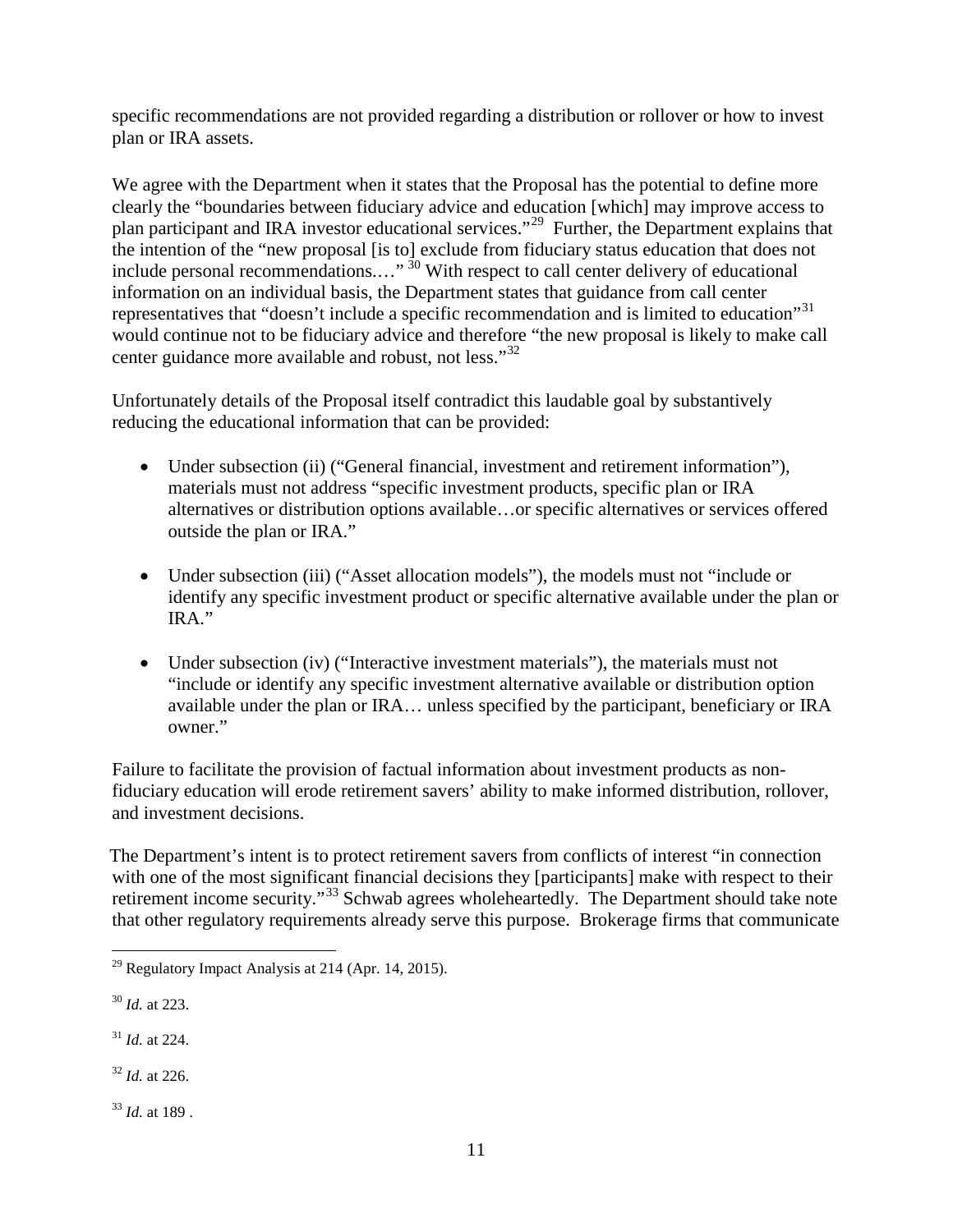specific recommendations are not provided regarding a distribution or rollover or how to invest plan or IRA assets.

We agree with the Department when it states that the Proposal has the potential to define more clearly the "boundaries between fiduciary advice and education [which] may improve access to plan participant and IRA investor educational services."[29] Further, the Department explains that the intention of the "new proposal [is to] exclude from fiduciary status education that does not include personal recommendations.…" [30] With respect to call center delivery of educational information on an individual basis, the Department states that guidance from call center representatives that "doesn't include a specific recommendation and is limited to education"[31] would continue not to be fiduciary advice and therefore "the new proposal is likely to make call center guidance more available and robust, not less."[32]

Unfortunately details of the Proposal itself contradict this laudable goal by substantively reducing the educational information that can be provided:

- Under subsection (ii) ("General financial, investment and retirement information"), materials must not address "specific investment products, specific plan or IRA alternatives or distribution options available…or specific alternatives or services offered outside the plan or IRA."

- Under subsection (iii) ("Asset allocation models"), the models must not "include or identify any specific investment product or specific alternative available under the plan or IRA."

- Under subsection (iv) ("Interactive investment materials"), the materials must not "include or identify any specific investment alternative available or distribution option available under the plan or IRA… unless specified by the participant, beneficiary or IRA owner."

Failure to facilitate the provision of factual information about investment products as non-fiduciary education will erode retirement savers' ability to make informed distribution, rollover, and investment decisions.

The Department's intent is to protect retirement savers from conflicts of interest "in connection with one of the most significant financial decisions they [participants] make with respect to their retirement income security."[33] Schwab agrees wholeheartedly. The Department should take note that other regulatory requirements already serve this purpose. Brokerage firms that communicate

---

[29] Regulatory Impact Analysis at 214 (Apr. 14, 2015).

[30] *Id.* at 223.

[31] *Id.* at 224.

[32] *Id.* at 226.

[33] *Id.* at 189 .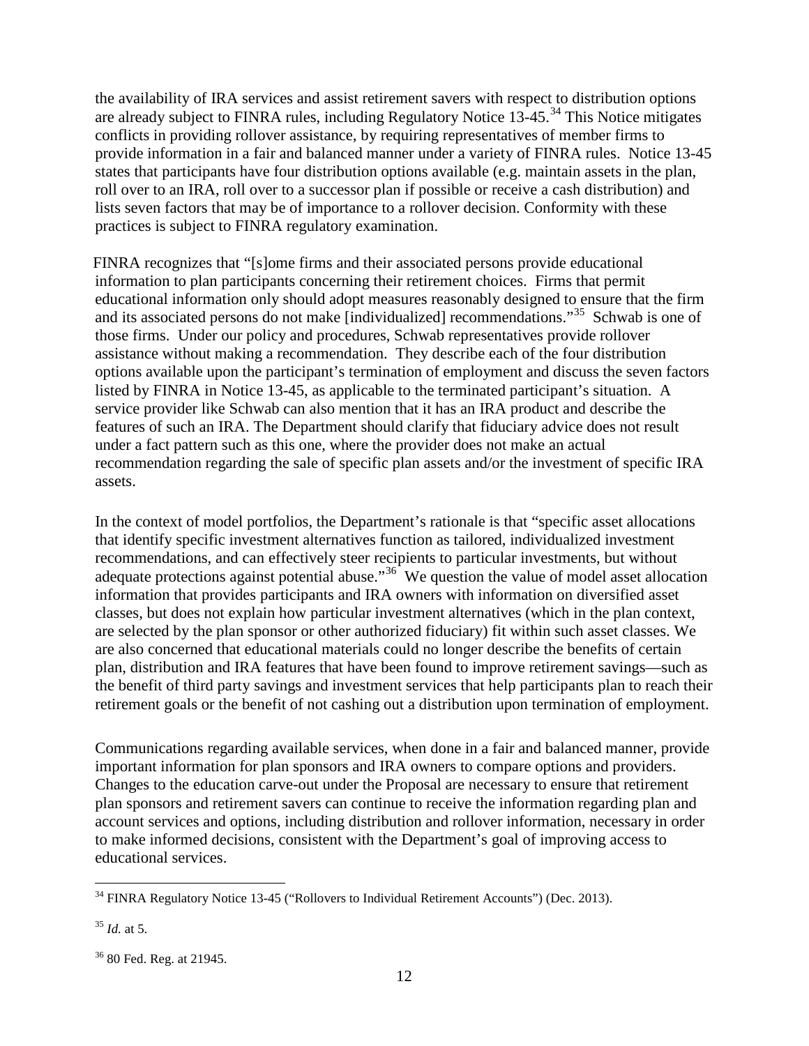the availability of IRA services and assist retirement savers with respect to distribution options are already subject to FINRA rules, including Regulatory Notice 13-45.[34] This Notice mitigates conflicts in providing rollover assistance, by requiring representatives of member firms to provide information in a fair and balanced manner under a variety of FINRA rules. Notice 13-45 states that participants have four distribution options available (e.g. maintain assets in the plan, roll over to an IRA, roll over to a successor plan if possible or receive a cash distribution) and lists seven factors that may be of importance to a rollover decision. Conformity with these practices is subject to FINRA regulatory examination.

FINRA recognizes that "[s]ome firms and their associated persons provide educational information to plan participants concerning their retirement choices. Firms that permit educational information only should adopt measures reasonably designed to ensure that the firm and its associated persons do not make [individualized] recommendations."[35] Schwab is one of those firms. Under our policy and procedures, Schwab representatives provide rollover assistance without making a recommendation. They describe each of the four distribution options available upon the participant's termination of employment and discuss the seven factors listed by FINRA in Notice 13-45, as applicable to the terminated participant's situation. A service provider like Schwab can also mention that it has an IRA product and describe the features of such an IRA. The Department should clarify that fiduciary advice does not result under a fact pattern such as this one, where the provider does not make an actual recommendation regarding the sale of specific plan assets and/or the investment of specific IRA assets.

In the context of model portfolios, the Department's rationale is that "specific asset allocations that identify specific investment alternatives function as tailored, individualized investment recommendations, and can effectively steer recipients to particular investments, but without adequate protections against potential abuse."[36] We question the value of model asset allocation information that provides participants and IRA owners with information on diversified asset classes, but does not explain how particular investment alternatives (which in the plan context, are selected by the plan sponsor or other authorized fiduciary) fit within such asset classes. We are also concerned that educational materials could no longer describe the benefits of certain plan, distribution and IRA features that have been found to improve retirement savings—such as the benefit of third party savings and investment services that help participants plan to reach their retirement goals or the benefit of not cashing out a distribution upon termination of employment.

Communications regarding available services, when done in a fair and balanced manner, provide important information for plan sponsors and IRA owners to compare options and providers. Changes to the education carve-out under the Proposal are necessary to ensure that retirement plan sponsors and retirement savers can continue to receive the information regarding plan and account services and options, including distribution and rollover information, necessary in order to make informed decisions, consistent with the Department's goal of improving access to educational services.

---

[34] FINRA Regulatory Notice 13-45 ("Rollovers to Individual Retirement Accounts") (Dec. 2013).

[35] *Id.* at 5.

[36] 80 Fed. Reg. at 21945.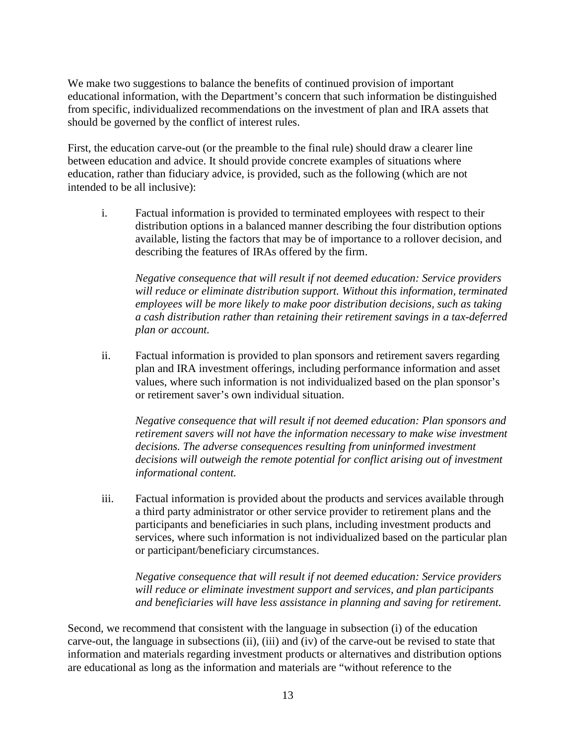We make two suggestions to balance the benefits of continued provision of important educational information, with the Department's concern that such information be distinguished from specific, individualized recommendations on the investment of plan and IRA assets that should be governed by the conflict of interest rules.

First, the education carve-out (or the preamble to the final rule) should draw a clearer line between education and advice. It should provide concrete examples of situations where education, rather than fiduciary advice, is provided, such as the following (which are not intended to be all inclusive):

i. Factual information is provided to terminated employees with respect to their distribution options in a balanced manner describing the four distribution options available, listing the factors that may be of importance to a rollover decision, and describing the features of IRAs offered by the firm.

   *Negative consequence that will result if not deemed education: Service providers will reduce or eliminate distribution support. Without this information, terminated employees will be more likely to make poor distribution decisions, such as taking a cash distribution rather than retaining their retirement savings in a tax-deferred plan or account.*

ii. Factual information is provided to plan sponsors and retirement savers regarding plan and IRA investment offerings, including performance information and asset values, where such information is not individualized based on the plan sponsor's or retirement saver's own individual situation.

   *Negative consequence that will result if not deemed education: Plan sponsors and retirement savers will not have the information necessary to make wise investment decisions. The adverse consequences resulting from uninformed investment decisions will outweigh the remote potential for conflict arising out of investment informational content.*

iii. Factual information is provided about the products and services available through a third party administrator or other service provider to retirement plans and the participants and beneficiaries in such plans, including investment products and services, where such information is not individualized based on the particular plan or participant/beneficiary circumstances.

   *Negative consequence that will result if not deemed education: Service providers will reduce or eliminate investment support and services, and plan participants and beneficiaries will have less assistance in planning and saving for retirement.*

Second, we recommend that consistent with the language in subsection (i) of the education carve-out, the language in subsections (ii), (iii) and (iv) of the carve-out be revised to state that information and materials regarding investment products or alternatives and distribution options are educational as long as the information and materials are "without reference to the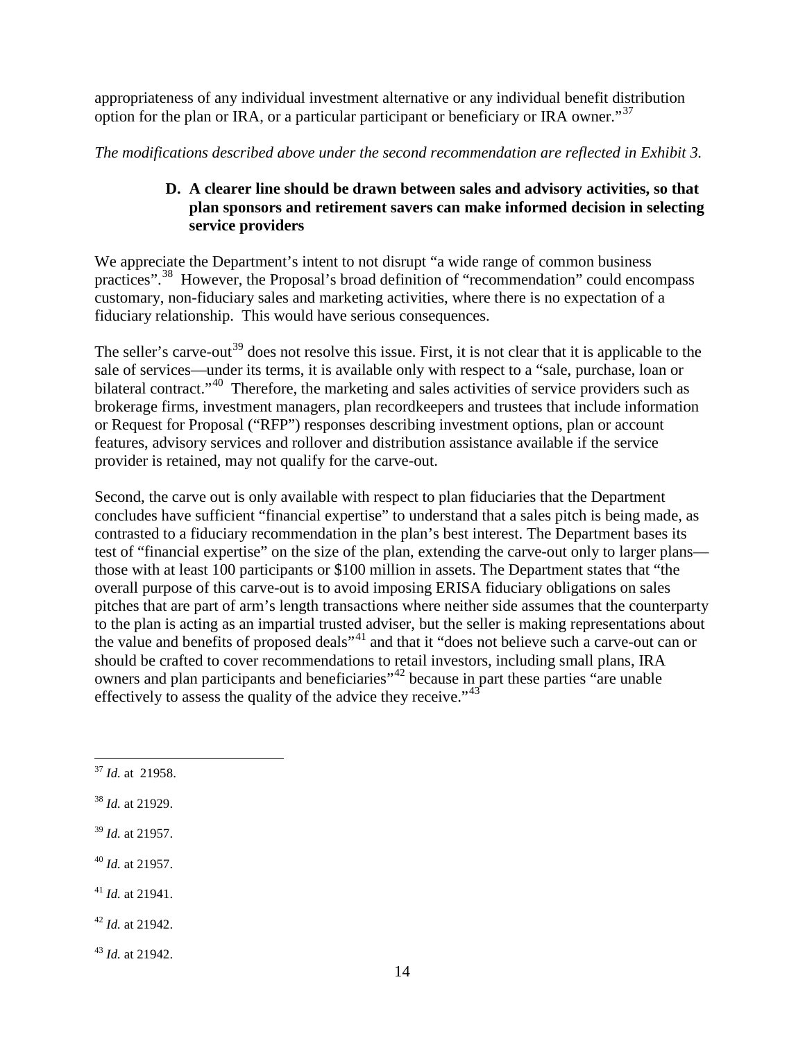appropriateness of any individual investment alternative or any individual benefit distribution option for the plan or IRA, or a particular participant or beneficiary or IRA owner."[37]

*The modifications described above under the second recommendation are reflected in Exhibit 3.*

### D. A clearer line should be drawn between sales and advisory activities, so that plan sponsors and retirement savers can make informed decision in selecting service providers

We appreciate the Department's intent to not disrupt "a wide range of common business practices".[38] However, the Proposal's broad definition of "recommendation" could encompass customary, non-fiduciary sales and marketing activities, where there is no expectation of a fiduciary relationship. This would have serious consequences.

The seller's carve-out[39] does not resolve this issue. First, it is not clear that it is applicable to the sale of services—under its terms, it is available only with respect to a "sale, purchase, loan or bilateral contract."[40] Therefore, the marketing and sales activities of service providers such as brokerage firms, investment managers, plan recordkeepers and trustees that include information or Request for Proposal ("RFP") responses describing investment options, plan or account features, advisory services and rollover and distribution assistance available if the service provider is retained, may not qualify for the carve-out.

Second, the carve out is only available with respect to plan fiduciaries that the Department concludes have sufficient "financial expertise" to understand that a sales pitch is being made, as contrasted to a fiduciary recommendation in the plan's best interest. The Department bases its test of "financial expertise" on the size of the plan, extending the carve-out only to larger plans—those with at least 100 participants or $100 million in assets. The Department states that "the overall purpose of this carve-out is to avoid imposing ERISA fiduciary obligations on sales pitches that are part of arm's length transactions where neither side assumes that the counterparty to the plan is acting as an impartial trusted adviser, but the seller is making representations about the value and benefits of proposed deals"[41] and that it "does not believe such a carve-out can or should be crafted to cover recommendations to retail investors, including small plans, IRA owners and plan participants and beneficiaries"[42] because in part these parties "are unable effectively to assess the quality of the advice they receive."[43]

---

[37] *Id.* at 21958.

[38] *Id.* at 21929.

[39] *Id.* at 21957.

[40] *Id.* at 21957.

[41] *Id.* at 21941.

[42] *Id.* at 21942.

[43] *Id.* at 21942.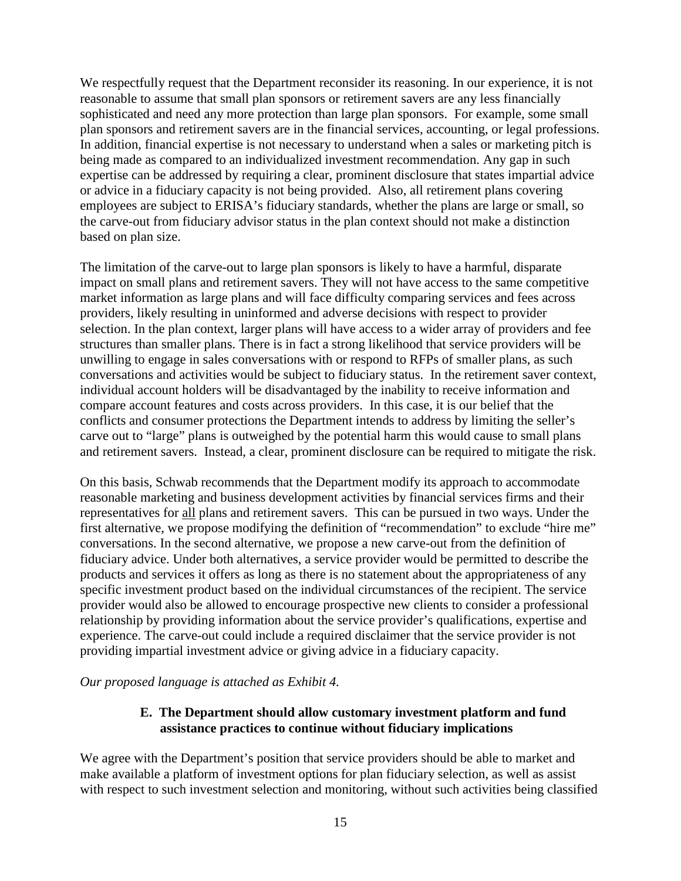We respectfully request that the Department reconsider its reasoning. In our experience, it is not reasonable to assume that small plan sponsors or retirement savers are any less financially sophisticated and need any more protection than large plan sponsors. For example, some small plan sponsors and retirement savers are in the financial services, accounting, or legal professions. In addition, financial expertise is not necessary to understand when a sales or marketing pitch is being made as compared to an individualized investment recommendation. Any gap in such expertise can be addressed by requiring a clear, prominent disclosure that states impartial advice or advice in a fiduciary capacity is not being provided. Also, all retirement plans covering employees are subject to ERISA's fiduciary standards, whether the plans are large or small, so the carve-out from fiduciary advisor status in the plan context should not make a distinction based on plan size.

The limitation of the carve-out to large plan sponsors is likely to have a harmful, disparate impact on small plans and retirement savers. They will not have access to the same competitive market information as large plans and will face difficulty comparing services and fees across providers, likely resulting in uninformed and adverse decisions with respect to provider selection. In the plan context, larger plans will have access to a wider array of providers and fee structures than smaller plans. There is in fact a strong likelihood that service providers will be unwilling to engage in sales conversations with or respond to RFPs of smaller plans, as such conversations and activities would be subject to fiduciary status. In the retirement saver context, individual account holders will be disadvantaged by the inability to receive information and compare account features and costs across providers. In this case, it is our belief that the conflicts and consumer protections the Department intends to address by limiting the seller's carve out to "large" plans is outweighed by the potential harm this would cause to small plans and retirement savers. Instead, a clear, prominent disclosure can be required to mitigate the risk.

On this basis, Schwab recommends that the Department modify its approach to accommodate reasonable marketing and business development activities by financial services firms and their representatives for <u>all</u> plans and retirement savers. This can be pursued in two ways. Under the first alternative, we propose modifying the definition of "recommendation" to exclude "hire me" conversations. In the second alternative, we propose a new carve-out from the definition of fiduciary advice. Under both alternatives, a service provider would be permitted to describe the products and services it offers as long as there is no statement about the appropriateness of any specific investment product based on the individual circumstances of the recipient. The service provider would also be allowed to encourage prospective new clients to consider a professional relationship by providing information about the service provider's qualifications, expertise and experience. The carve-out could include a required disclaimer that the service provider is not providing impartial investment advice or giving advice in a fiduciary capacity.

*Our proposed language is attached as Exhibit 4.*

### E. The Department should allow customary investment platform and fund assistance practices to continue without fiduciary implications

We agree with the Department's position that service providers should be able to market and make available a platform of investment options for plan fiduciary selection, as well as assist with respect to such investment selection and monitoring, without such activities being classified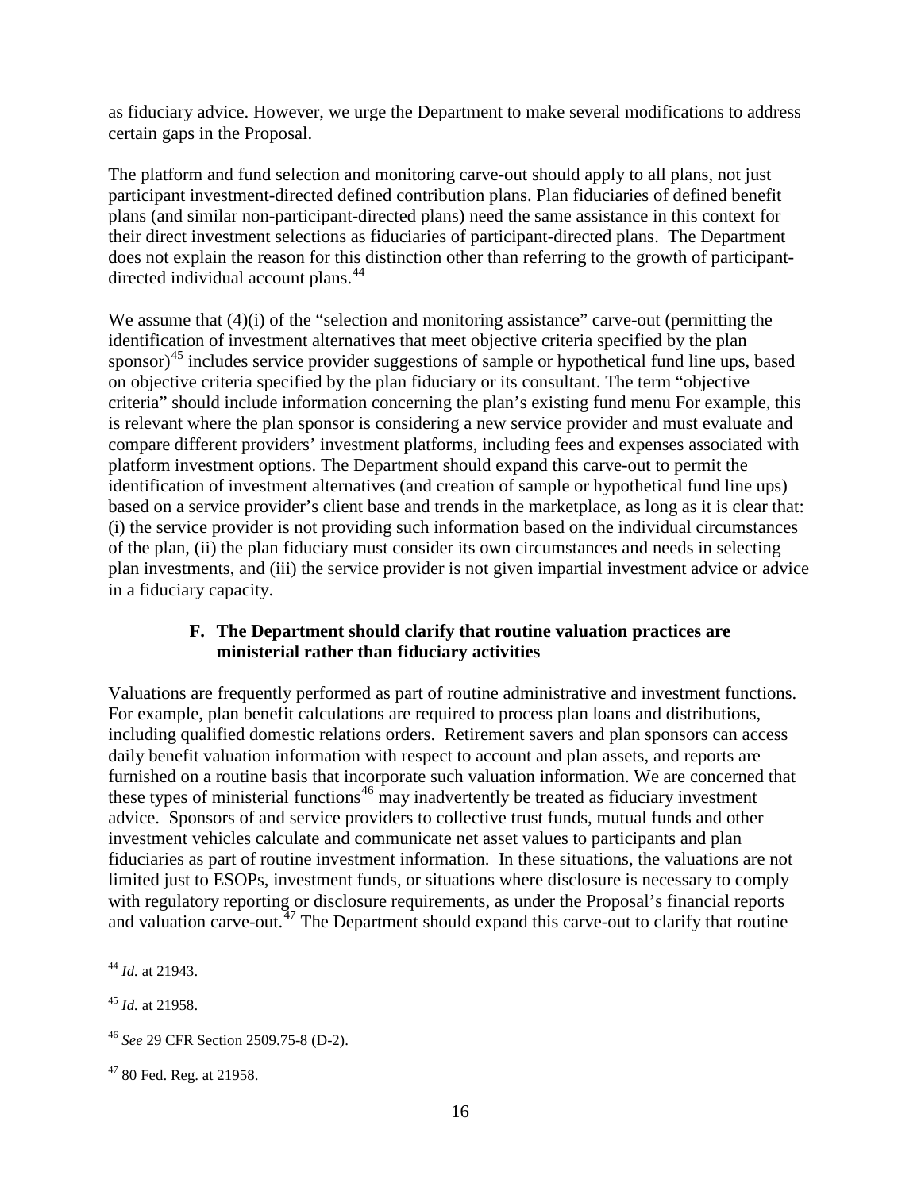as fiduciary advice. However, we urge the Department to make several modifications to address certain gaps in the Proposal.

The platform and fund selection and monitoring carve-out should apply to all plans, not just participant investment-directed defined contribution plans. Plan fiduciaries of defined benefit plans (and similar non-participant-directed plans) need the same assistance in this context for their direct investment selections as fiduciaries of participant-directed plans. The Department does not explain the reason for this distinction other than referring to the growth of participant-directed individual account plans.[44]

We assume that (4)(i) of the "selection and monitoring assistance" carve-out (permitting the identification of investment alternatives that meet objective criteria specified by the plan sponsor)[45] includes service provider suggestions of sample or hypothetical fund line ups, based on objective criteria specified by the plan fiduciary or its consultant. The term "objective criteria" should include information concerning the plan's existing fund menu For example, this is relevant where the plan sponsor is considering a new service provider and must evaluate and compare different providers' investment platforms, including fees and expenses associated with platform investment options. The Department should expand this carve-out to permit the identification of investment alternatives (and creation of sample or hypothetical fund line ups) based on a service provider's client base and trends in the marketplace, as long as it is clear that: (i) the service provider is not providing such information based on the individual circumstances of the plan, (ii) the plan fiduciary must consider its own circumstances and needs in selecting plan investments, and (iii) the service provider is not given impartial investment advice or advice in a fiduciary capacity.

### F. The Department should clarify that routine valuation practices are ministerial rather than fiduciary activities

Valuations are frequently performed as part of routine administrative and investment functions. For example, plan benefit calculations are required to process plan loans and distributions, including qualified domestic relations orders. Retirement savers and plan sponsors can access daily benefit valuation information with respect to account and plan assets, and reports are furnished on a routine basis that incorporate such valuation information. We are concerned that these types of ministerial functions[46] may inadvertently be treated as fiduciary investment advice. Sponsors of and service providers to collective trust funds, mutual funds and other investment vehicles calculate and communicate net asset values to participants and plan fiduciaries as part of routine investment information. In these situations, the valuations are not limited just to ESOPs, investment funds, or situations where disclosure is necessary to comply with regulatory reporting or disclosure requirements, as under the Proposal's financial reports and valuation carve-out.[47] The Department should expand this carve-out to clarify that routine

---

[44] *Id.* at 21943.

[45] *Id.* at 21958.

[46] *See* 29 CFR Section 2509.75-8 (D-2).

[47] 80 Fed. Reg. at 21958.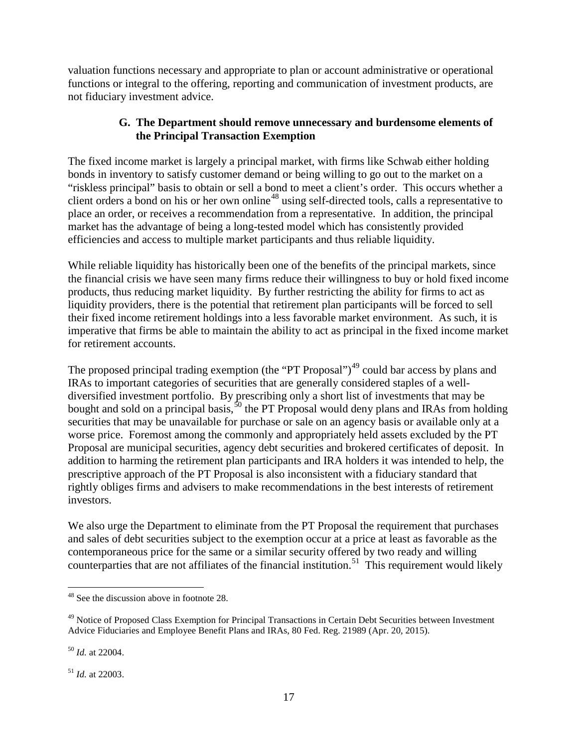valuation functions necessary and appropriate to plan or account administrative or operational functions or integral to the offering, reporting and communication of investment products, are not fiduciary investment advice.

### G. The Department should remove unnecessary and burdensome elements of the Principal Transaction Exemption

The fixed income market is largely a principal market, with firms like Schwab either holding bonds in inventory to satisfy customer demand or being willing to go out to the market on a "riskless principal" basis to obtain or sell a bond to meet a client's order. This occurs whether a client orders a bond on his or her own online[48] using self-directed tools, calls a representative to place an order, or receives a recommendation from a representative. In addition, the principal market has the advantage of being a long-tested model which has consistently provided efficiencies and access to multiple market participants and thus reliable liquidity.

While reliable liquidity has historically been one of the benefits of the principal markets, since the financial crisis we have seen many firms reduce their willingness to buy or hold fixed income products, thus reducing market liquidity. By further restricting the ability for firms to act as liquidity providers, there is the potential that retirement plan participants will be forced to sell their fixed income retirement holdings into a less favorable market environment. As such, it is imperative that firms be able to maintain the ability to act as principal in the fixed income market for retirement accounts.

The proposed principal trading exemption (the "PT Proposal")[49] could bar access by plans and IRAs to important categories of securities that are generally considered staples of a well-diversified investment portfolio. By prescribing only a short list of investments that may be bought and sold on a principal basis,[50] the PT Proposal would deny plans and IRAs from holding securities that may be unavailable for purchase or sale on an agency basis or available only at a worse price. Foremost among the commonly and appropriately held assets excluded by the PT Proposal are municipal securities, agency debt securities and brokered certificates of deposit. In addition to harming the retirement plan participants and IRA holders it was intended to help, the prescriptive approach of the PT Proposal is also inconsistent with a fiduciary standard that rightly obliges firms and advisers to make recommendations in the best interests of retirement investors.

We also urge the Department to eliminate from the PT Proposal the requirement that purchases and sales of debt securities subject to the exemption occur at a price at least as favorable as the contemporaneous price for the same or a similar security offered by two ready and willing counterparties that are not affiliates of the financial institution.[51] This requirement would likely

---

[48] See the discussion above in footnote 28.

[49] Notice of Proposed Class Exemption for Principal Transactions in Certain Debt Securities between Investment Advice Fiduciaries and Employee Benefit Plans and IRAs, 80 Fed. Reg. 21989 (Apr. 20, 2015).

[50] *Id.* at 22004.

[51] *Id.* at 22003.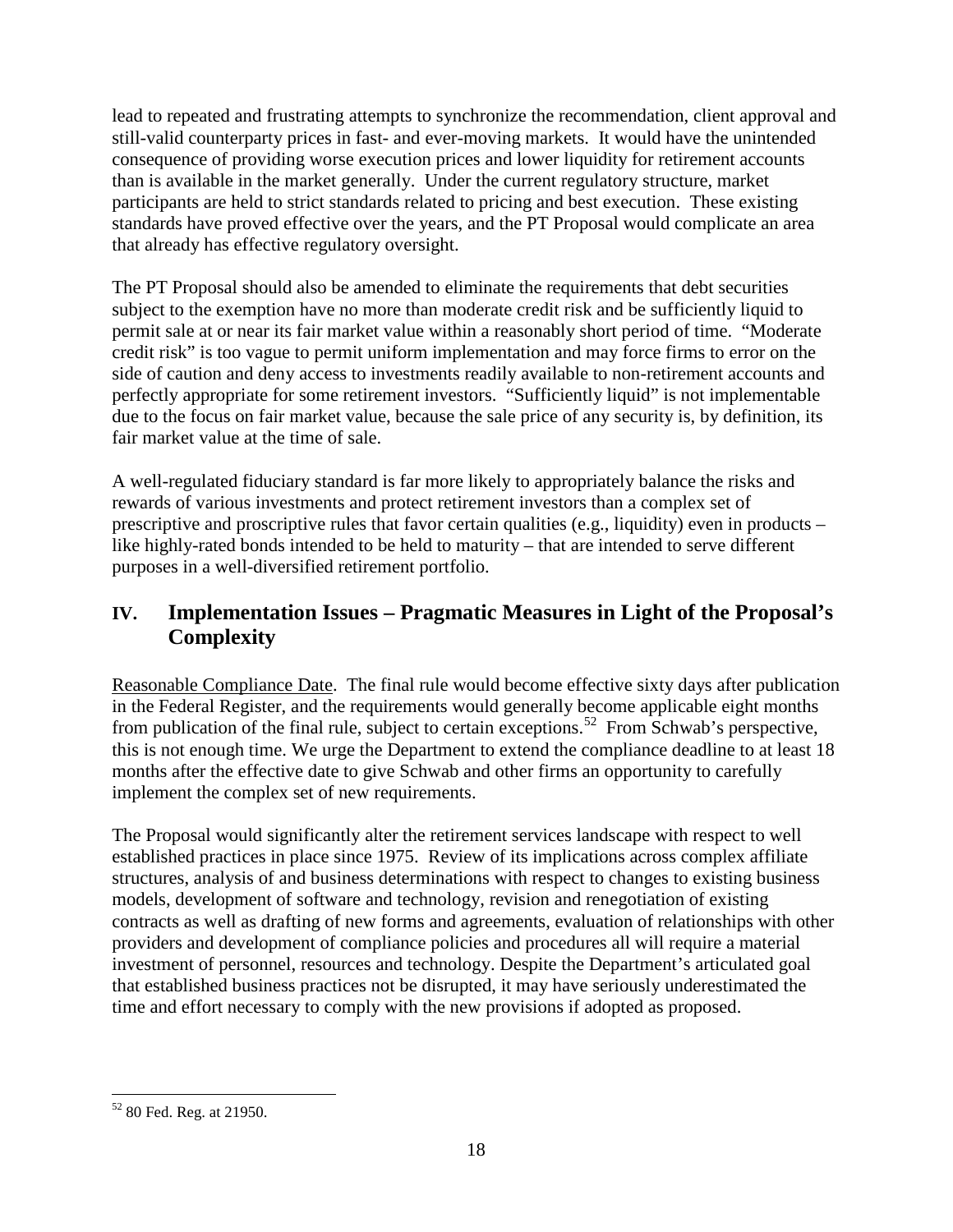lead to repeated and frustrating attempts to synchronize the recommendation, client approval and still-valid counterparty prices in fast- and ever-moving markets. It would have the unintended consequence of providing worse execution prices and lower liquidity for retirement accounts than is available in the market generally. Under the current regulatory structure, market participants are held to strict standards related to pricing and best execution. These existing standards have proved effective over the years, and the PT Proposal would complicate an area that already has effective regulatory oversight.

The PT Proposal should also be amended to eliminate the requirements that debt securities subject to the exemption have no more than moderate credit risk and be sufficiently liquid to permit sale at or near its fair market value within a reasonably short period of time. "Moderate credit risk" is too vague to permit uniform implementation and may force firms to error on the side of caution and deny access to investments readily available to non-retirement accounts and perfectly appropriate for some retirement investors. "Sufficiently liquid" is not implementable due to the focus on fair market value, because the sale price of any security is, by definition, its fair market value at the time of sale.

A well-regulated fiduciary standard is far more likely to appropriately balance the risks and rewards of various investments and protect retirement investors than a complex set of prescriptive and proscriptive rules that favor certain qualities (e.g., liquidity) even in products – like highly-rated bonds intended to be held to maturity – that are intended to serve different purposes in a well-diversified retirement portfolio.

## IV. Implementation Issues – Pragmatic Measures in Light of the Proposal's Complexity

Reasonable Compliance Date. The final rule would become effective sixty days after publication in the Federal Register, and the requirements would generally become applicable eight months from publication of the final rule, subject to certain exceptions.[52] From Schwab's perspective, this is not enough time. We urge the Department to extend the compliance deadline to at least 18 months after the effective date to give Schwab and other firms an opportunity to carefully implement the complex set of new requirements.

The Proposal would significantly alter the retirement services landscape with respect to well established practices in place since 1975. Review of its implications across complex affiliate structures, analysis of and business determinations with respect to changes to existing business models, development of software and technology, revision and renegotiation of existing contracts as well as drafting of new forms and agreements, evaluation of relationships with other providers and development of compliance policies and procedures all will require a material investment of personnel, resources and technology. Despite the Department's articulated goal that established business practices not be disrupted, it may have seriously underestimated the time and effort necessary to comply with the new provisions if adopted as proposed.

[52] 80 Fed. Reg. at 21950.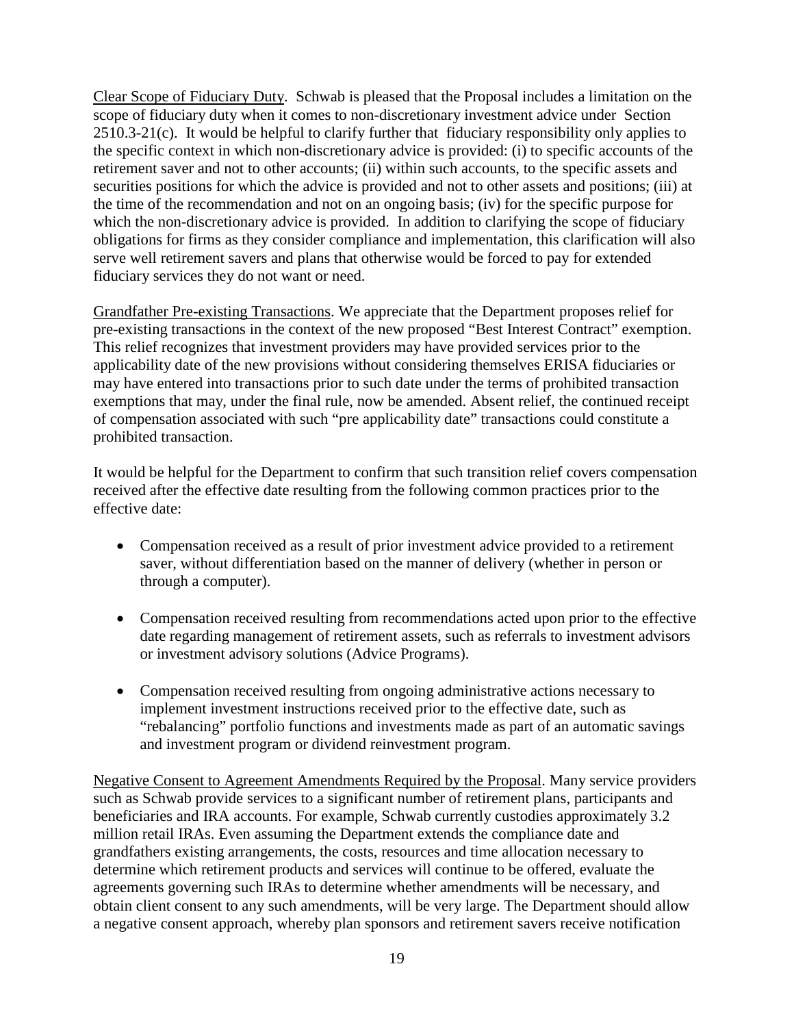Clear Scope of Fiduciary Duty. Schwab is pleased that the Proposal includes a limitation on the scope of fiduciary duty when it comes to non-discretionary investment advice under Section 2510.3-21(c). It would be helpful to clarify further that fiduciary responsibility only applies to the specific context in which non-discretionary advice is provided: (i) to specific accounts of the retirement saver and not to other accounts; (ii) within such accounts, to the specific assets and securities positions for which the advice is provided and not to other assets and positions; (iii) at the time of the recommendation and not on an ongoing basis; (iv) for the specific purpose for which the non-discretionary advice is provided. In addition to clarifying the scope of fiduciary obligations for firms as they consider compliance and implementation, this clarification will also serve well retirement savers and plans that otherwise would be forced to pay for extended fiduciary services they do not want or need.

Grandfather Pre-existing Transactions. We appreciate that the Department proposes relief for pre-existing transactions in the context of the new proposed "Best Interest Contract" exemption. This relief recognizes that investment providers may have provided services prior to the applicability date of the new provisions without considering themselves ERISA fiduciaries or may have entered into transactions prior to such date under the terms of prohibited transaction exemptions that may, under the final rule, now be amended. Absent relief, the continued receipt of compensation associated with such "pre applicability date" transactions could constitute a prohibited transaction.

It would be helpful for the Department to confirm that such transition relief covers compensation received after the effective date resulting from the following common practices prior to the effective date:

- Compensation received as a result of prior investment advice provided to a retirement saver, without differentiation based on the manner of delivery (whether in person or through a computer).
- Compensation received resulting from recommendations acted upon prior to the effective date regarding management of retirement assets, such as referrals to investment advisors or investment advisory solutions (Advice Programs).
- Compensation received resulting from ongoing administrative actions necessary to implement investment instructions received prior to the effective date, such as "rebalancing" portfolio functions and investments made as part of an automatic savings and investment program or dividend reinvestment program.

Negative Consent to Agreement Amendments Required by the Proposal. Many service providers such as Schwab provide services to a significant number of retirement plans, participants and beneficiaries and IRA accounts. For example, Schwab currently custodies approximately 3.2 million retail IRAs. Even assuming the Department extends the compliance date and grandfathers existing arrangements, the costs, resources and time allocation necessary to determine which retirement products and services will continue to be offered, evaluate the agreements governing such IRAs to determine whether amendments will be necessary, and obtain client consent to any such amendments, will be very large. The Department should allow a negative consent approach, whereby plan sponsors and retirement savers receive notification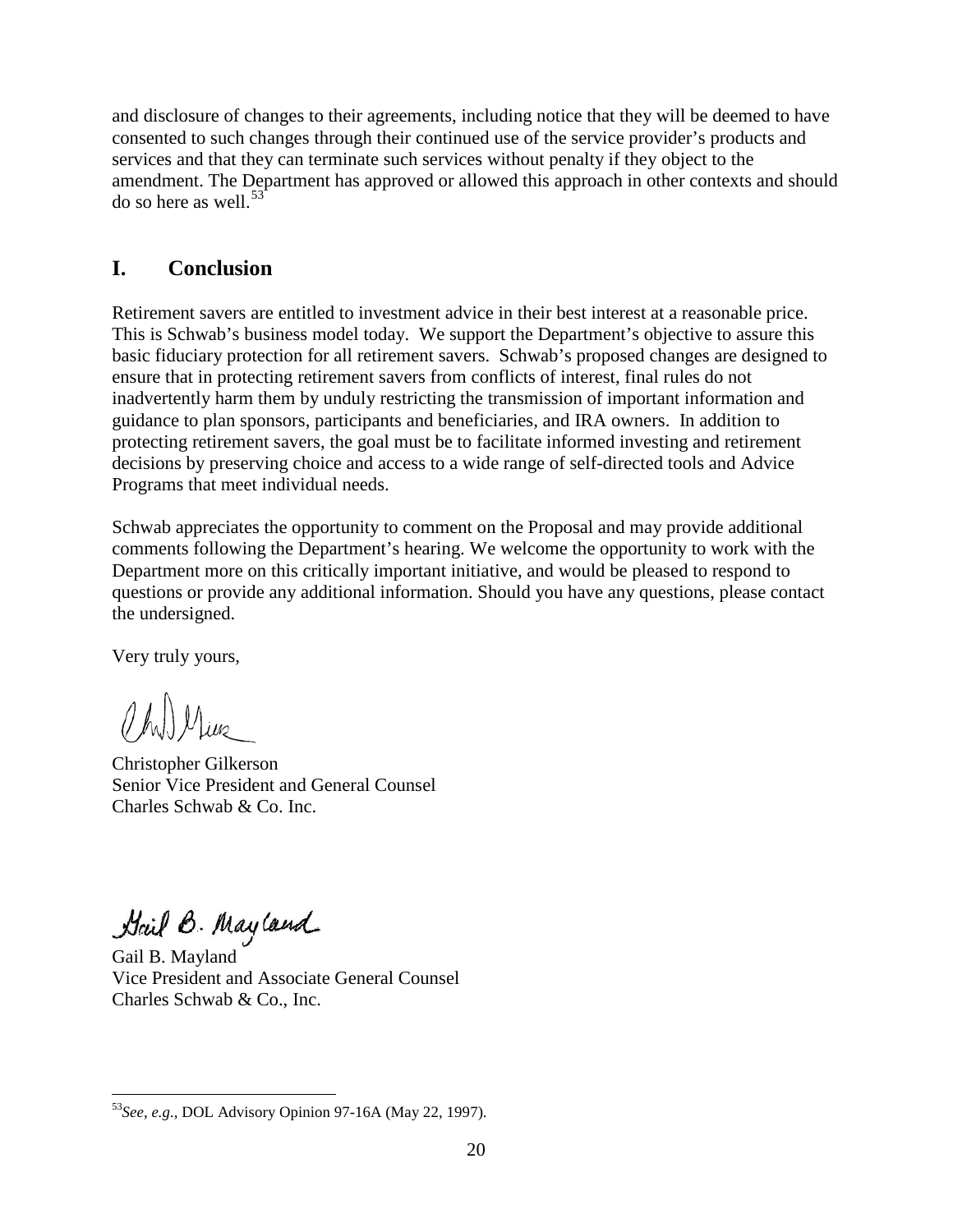and disclosure of changes to their agreements, including notice that they will be deemed to have consented to such changes through their continued use of the service provider's products and services and that they can terminate such services without penalty if they object to the amendment. The Department has approved or allowed this approach in other contexts and should do so here as well.[53]

## I. Conclusion

Retirement savers are entitled to investment advice in their best interest at a reasonable price. This is Schwab's business model today. We support the Department's objective to assure this basic fiduciary protection for all retirement savers. Schwab's proposed changes are designed to ensure that in protecting retirement savers from conflicts of interest, final rules do not inadvertently harm them by unduly restricting the transmission of important information and guidance to plan sponsors, participants and beneficiaries, and IRA owners. In addition to protecting retirement savers, the goal must be to facilitate informed investing and retirement decisions by preserving choice and access to a wide range of self-directed tools and Advice Programs that meet individual needs.

Schwab appreciates the opportunity to comment on the Proposal and may provide additional comments following the Department's hearing. We welcome the opportunity to work with the Department more on this critically important initiative, and would be pleased to respond to questions or provide any additional information. Should you have any questions, please contact the undersigned.

Very truly yours,

Christopher Gilkerson
Senior Vice President and General Counsel
Charles Schwab & Co. Inc.

Gail B. Mayland
Vice President and Associate General Counsel
Charles Schwab & Co., Inc.

---

[53] *See, e.g.,* DOL Advisory Opinion 97-16A (May 22, 1997).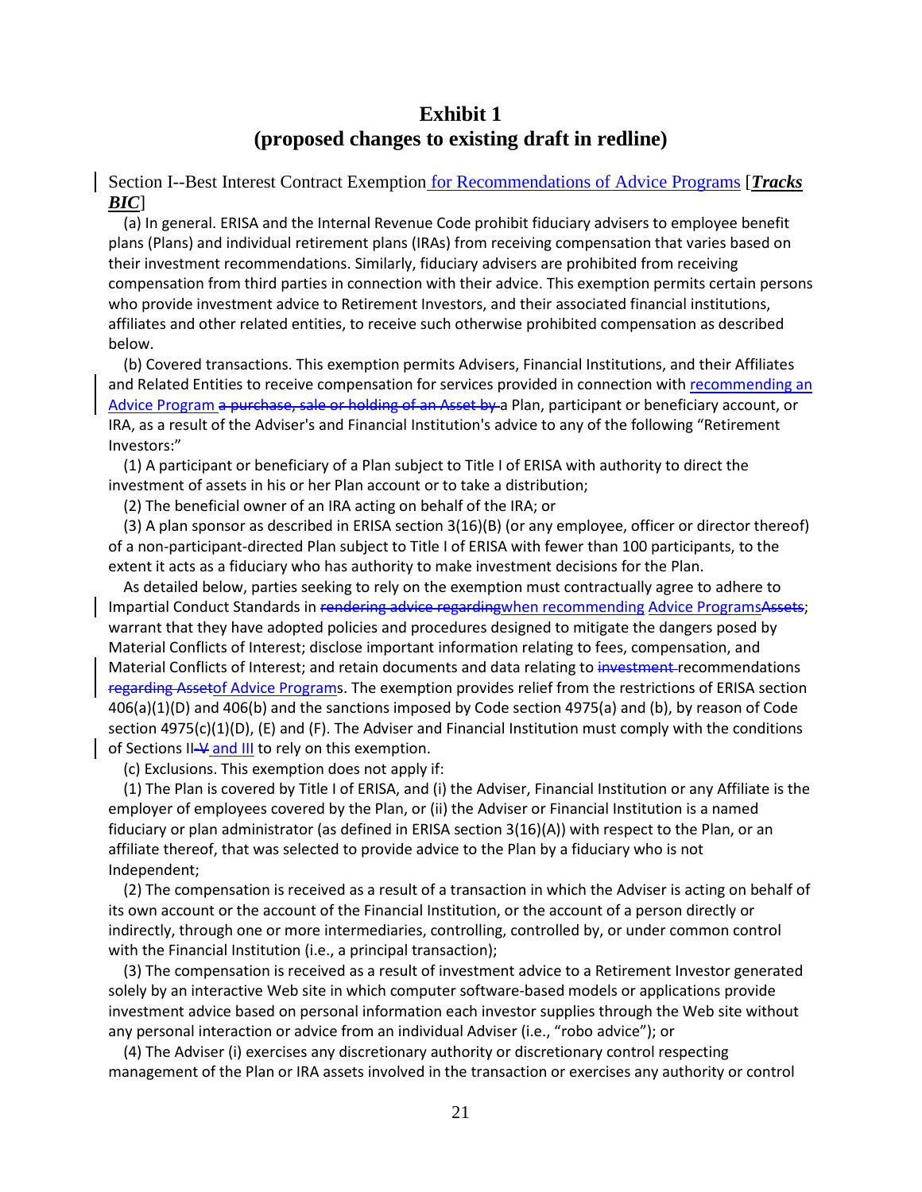# Exhibit 1
## (proposed changes to existing draft in redline)

Section I--Best Interest Contract Exemption for Recommendations of Advice Programs [***Tracks BIC***]

(a) In general. ERISA and the Internal Revenue Code prohibit fiduciary advisers to employee benefit plans (Plans) and individual retirement plans (IRAs) from receiving compensation that varies based on their investment recommendations. Similarly, fiduciary advisers are prohibited from receiving compensation from third parties in connection with their advice. This exemption permits certain persons who provide investment advice to Retirement Investors, and their associated financial institutions, affiliates and other related entities, to receive such otherwise prohibited compensation as described below.

(b) Covered transactions. This exemption permits Advisers, Financial Institutions, and their Affiliates and Related Entities to receive compensation for services provided in connection with recommending an Advice Program ~~a purchase, sale or holding of an Asset by~~ a Plan, participant or beneficiary account, or IRA, as a result of the Adviser's and Financial Institution's advice to any of the following "Retirement Investors:"

(1) A participant or beneficiary of a Plan subject to Title I of ERISA with authority to direct the investment of assets in his or her Plan account or to take a distribution;

(2) The beneficial owner of an IRA acting on behalf of the IRA; or

(3) A plan sponsor as described in ERISA section 3(16)(B) (or any employee, officer or director thereof) of a non-participant-directed Plan subject to Title I of ERISA with fewer than 100 participants, to the extent it acts as a fiduciary who has authority to make investment decisions for the Plan.

As detailed below, parties seeking to rely on the exemption must contractually agree to adhere to Impartial Conduct Standards in ~~rendering advice regarding~~when recommending Advice Programs~~Assets~~; warrant that they have adopted policies and procedures designed to mitigate the dangers posed by Material Conflicts of Interest; disclose important information relating to fees, compensation, and Material Conflicts of Interest; and retain documents and data relating to ~~investment~~ recommendations ~~regarding Asset~~of Advice Programs. The exemption provides relief from the restrictions of ERISA section 406(a)(1)(D) and 406(b) and the sanctions imposed by Code section 4975(a) and (b), by reason of Code section 4975(c)(1)(D), (E) and (F). The Adviser and Financial Institution must comply with the conditions of Sections II~~-V~~ and III to rely on this exemption.

(c) Exclusions. This exemption does not apply if:

(1) The Plan is covered by Title I of ERISA, and (i) the Adviser, Financial Institution or any Affiliate is the employer of employees covered by the Plan, or (ii) the Adviser or Financial Institution is a named fiduciary or plan administrator (as defined in ERISA section 3(16)(A)) with respect to the Plan, or an affiliate thereof, that was selected to provide advice to the Plan by a fiduciary who is not Independent;

(2) The compensation is received as a result of a transaction in which the Adviser is acting on behalf of its own account or the account of the Financial Institution, or the account of a person directly or indirectly, through one or more intermediaries, controlling, controlled by, or under common control with the Financial Institution (i.e., a principal transaction);

(3) The compensation is received as a result of investment advice to a Retirement Investor generated solely by an interactive Web site in which computer software-based models or applications provide investment advice based on personal information each investor supplies through the Web site without any personal interaction or advice from an individual Adviser (i.e., "robo advice"); or

(4) The Adviser (i) exercises any discretionary authority or discretionary control respecting management of the Plan or IRA assets involved in the transaction or exercises any authority or control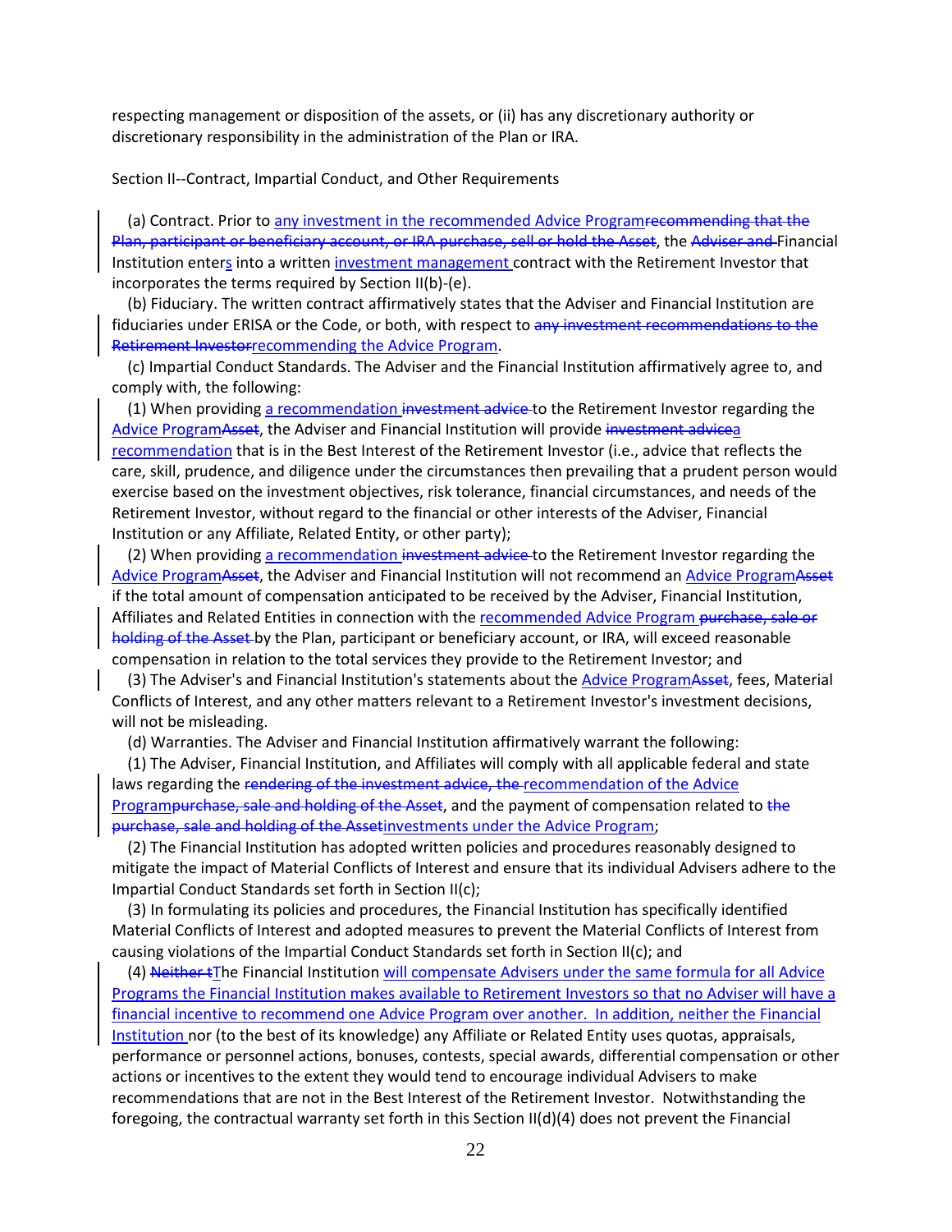respecting management or disposition of the assets, or (ii) has any discretionary authority or discretionary responsibility in the administration of the Plan or IRA.

Section II--Contract, Impartial Conduct, and Other Requirements

(a) Contract. Prior to <u>any investment in the recommended Advice Program</u>~~recommending that the Plan, participant or beneficiary account, or IRA purchase, sell or hold the Asset~~, the ~~Adviser and~~ Financial Institution enter<u>s</u> into a written <u>investment management</u> contract with the Retirement Investor that incorporates the terms required by Section II(b)-(e).

(b) Fiduciary. The written contract affirmatively states that the Adviser and Financial Institution are fiduciaries under ERISA or the Code, or both, with respect to ~~any investment recommendations to the Retirement Investor~~<u>recommending the Advice Program</u>.

(c) Impartial Conduct Standards. The Adviser and the Financial Institution affirmatively agree to, and comply with, the following:

(1) When providing <u>a recommendation</u> ~~investment advice~~ to the Retirement Investor regarding the <u>Advice Program</u>~~Asset~~, the Adviser and Financial Institution will provide ~~investment advice~~<u>a recommendation</u> that is in the Best Interest of the Retirement Investor (i.e., advice that reflects the care, skill, prudence, and diligence under the circumstances then prevailing that a prudent person would exercise based on the investment objectives, risk tolerance, financial circumstances, and needs of the Retirement Investor, without regard to the financial or other interests of the Adviser, Financial Institution or any Affiliate, Related Entity, or other party);

(2) When providing <u>a recommendation</u> ~~investment advice~~ to the Retirement Investor regarding the <u>Advice Program</u>~~Asset~~, the Adviser and Financial Institution will not recommend an <u>Advice Program</u>~~Asset~~ if the total amount of compensation anticipated to be received by the Adviser, Financial Institution, Affiliates and Related Entities in connection with the <u>recommended Advice Program</u> ~~purchase, sale or holding of the Asset~~ by the Plan, participant or beneficiary account, or IRA, will exceed reasonable compensation in relation to the total services they provide to the Retirement Investor; and

(3) The Adviser's and Financial Institution's statements about the <u>Advice Program</u>~~Asset~~, fees, Material Conflicts of Interest, and any other matters relevant to a Retirement Investor's investment decisions, will not be misleading.

(d) Warranties. The Adviser and Financial Institution affirmatively warrant the following:

(1) The Adviser, Financial Institution, and Affiliates will comply with all applicable federal and state laws regarding the ~~rendering of the investment advice, the~~ <u>recommendation of the Advice Program</u>~~purchase, sale and holding of the Asset~~, and the payment of compensation related to ~~the purchase, sale and holding of the Asset~~<u>investments under the Advice Program</u>;

(2) The Financial Institution has adopted written policies and procedures reasonably designed to mitigate the impact of Material Conflicts of Interest and ensure that its individual Advisers adhere to the Impartial Conduct Standards set forth in Section II(c);

(3) In formulating its policies and procedures, the Financial Institution has specifically identified Material Conflicts of Interest and adopted measures to prevent the Material Conflicts of Interest from causing violations of the Impartial Conduct Standards set forth in Section II(c); and

(4) ~~Neither t~~<u>T</u>he Financial Institution <u>will compensate Advisers under the same formula for all Advice Programs the Financial Institution makes available to Retirement Investors so that no Adviser will have a financial incentive to recommend one Advice Program over another. In addition, neither the Financial Institution</u> nor (to the best of its knowledge) any Affiliate or Related Entity uses quotas, appraisals, performance or personnel actions, bonuses, contests, special awards, differential compensation or other actions or incentives to the extent they would tend to encourage individual Advisers to make recommendations that are not in the Best Interest of the Retirement Investor. Notwithstanding the foregoing, the contractual warranty set forth in this Section II(d)(4) does not prevent the Financial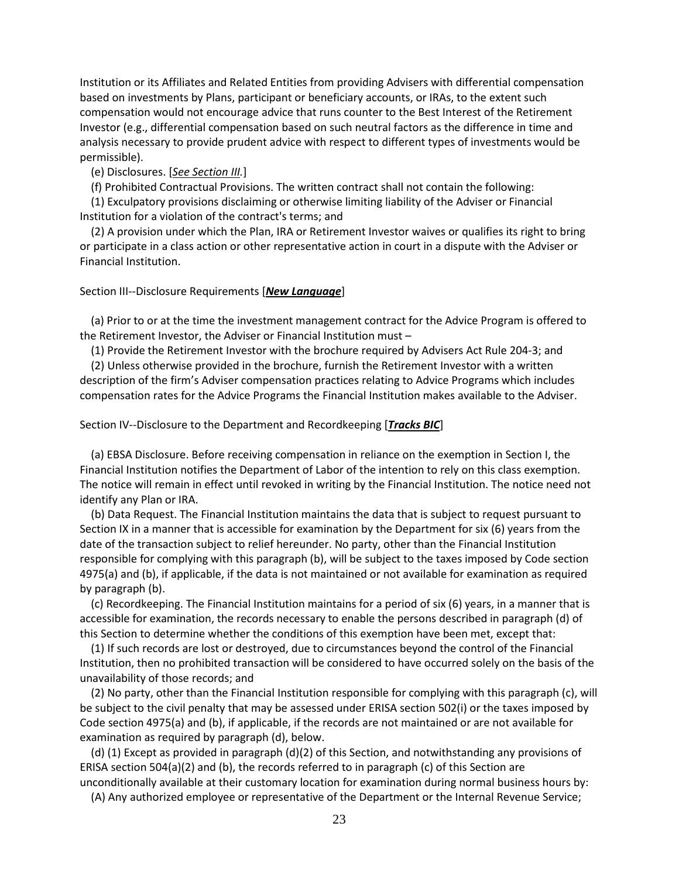Institution or its Affiliates and Related Entities from providing Advisers with differential compensation based on investments by Plans, participant or beneficiary accounts, or IRAs, to the extent such compensation would not encourage advice that runs counter to the Best Interest of the Retirement Investor (e.g., differential compensation based on such neutral factors as the difference in time and analysis necessary to provide prudent advice with respect to different types of investments would be permissible).

(e) Disclosures. [*See Section III.*]

(f) Prohibited Contractual Provisions. The written contract shall not contain the following:

(1) Exculpatory provisions disclaiming or otherwise limiting liability of the Adviser or Financial Institution for a violation of the contract's terms; and

(2) A provision under which the Plan, IRA or Retirement Investor waives or qualifies its right to bring or participate in a class action or other representative action in court in a dispute with the Adviser or Financial Institution.

Section III--Disclosure Requirements [***New Language***]

(a) Prior to or at the time the investment management contract for the Advice Program is offered to the Retirement Investor, the Adviser or Financial Institution must –

(1) Provide the Retirement Investor with the brochure required by Advisers Act Rule 204-3; and

(2) Unless otherwise provided in the brochure, furnish the Retirement Investor with a written description of the firm's Adviser compensation practices relating to Advice Programs which includes compensation rates for the Advice Programs the Financial Institution makes available to the Adviser.

Section IV--Disclosure to the Department and Recordkeeping [***Tracks BIC***]

(a) EBSA Disclosure. Before receiving compensation in reliance on the exemption in Section I, the Financial Institution notifies the Department of Labor of the intention to rely on this class exemption. The notice will remain in effect until revoked in writing by the Financial Institution. The notice need not identify any Plan or IRA.

(b) Data Request. The Financial Institution maintains the data that is subject to request pursuant to Section IX in a manner that is accessible for examination by the Department for six (6) years from the date of the transaction subject to relief hereunder. No party, other than the Financial Institution responsible for complying with this paragraph (b), will be subject to the taxes imposed by Code section 4975(a) and (b), if applicable, if the data is not maintained or not available for examination as required by paragraph (b).

(c) Recordkeeping. The Financial Institution maintains for a period of six (6) years, in a manner that is accessible for examination, the records necessary to enable the persons described in paragraph (d) of this Section to determine whether the conditions of this exemption have been met, except that:

(1) If such records are lost or destroyed, due to circumstances beyond the control of the Financial Institution, then no prohibited transaction will be considered to have occurred solely on the basis of the unavailability of those records; and

(2) No party, other than the Financial Institution responsible for complying with this paragraph (c), will be subject to the civil penalty that may be assessed under ERISA section 502(i) or the taxes imposed by Code section 4975(a) and (b), if applicable, if the records are not maintained or are not available for examination as required by paragraph (d), below.

(d) (1) Except as provided in paragraph (d)(2) of this Section, and notwithstanding any provisions of ERISA section 504(a)(2) and (b), the records referred to in paragraph (c) of this Section are unconditionally available at their customary location for examination during normal business hours by:

(A) Any authorized employee or representative of the Department or the Internal Revenue Service;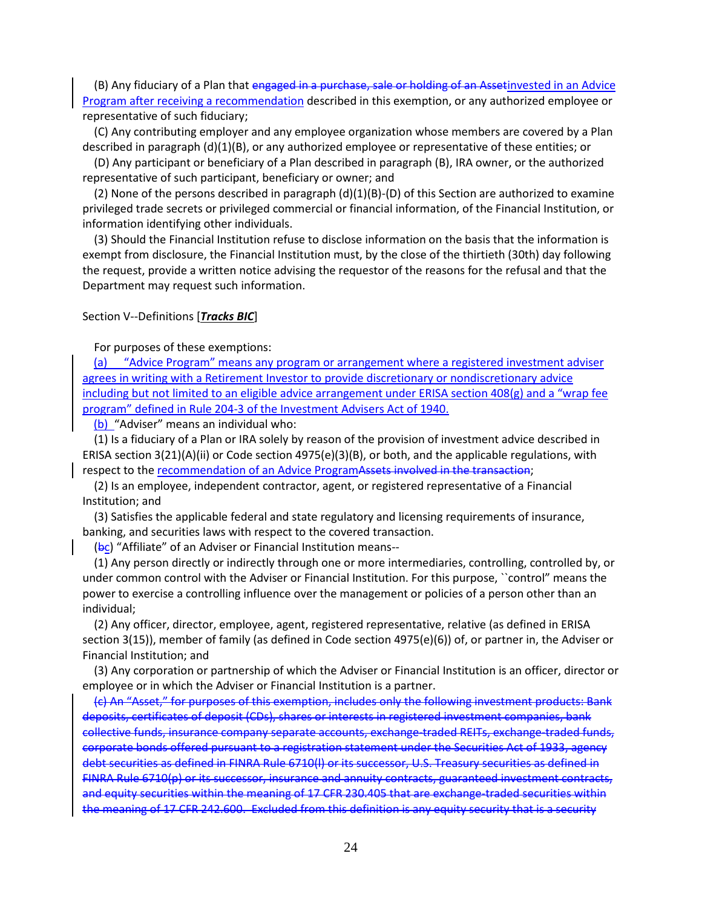(B) Any fiduciary of a Plan that ~~engaged in a purchase, sale or holding of an Asset~~invested in an Advice Program after receiving a recommendation described in this exemption, or any authorized employee or representative of such fiduciary;

(C) Any contributing employer and any employee organization whose members are covered by a Plan described in paragraph (d)(1)(B), or any authorized employee or representative of these entities; or

(D) Any participant or beneficiary of a Plan described in paragraph (B), IRA owner, or the authorized representative of such participant, beneficiary or owner; and

(2) None of the persons described in paragraph (d)(1)(B)-(D) of this Section are authorized to examine privileged trade secrets or privileged commercial or financial information, of the Financial Institution, or information identifying other individuals.

(3) Should the Financial Institution refuse to disclose information on the basis that the information is exempt from disclosure, the Financial Institution must, by the close of the thirtieth (30th) day following the request, provide a written notice advising the requestor of the reasons for the refusal and that the Department may request such information.

Section V--Definitions [***Tracks BIC***]

For purposes of these exemptions:

(a) "Advice Program" means any program or arrangement where a registered investment adviser agrees in writing with a Retirement Investor to provide discretionary or nondiscretionary advice including but not limited to an eligible advice arrangement under ERISA section 408(g) and a "wrap fee program" defined in Rule 204-3 of the Investment Advisers Act of 1940.

(b) "Adviser" means an individual who:

(1) Is a fiduciary of a Plan or IRA solely by reason of the provision of investment advice described in ERISA section 3(21)(A)(ii) or Code section 4975(e)(3)(B), or both, and the applicable regulations, with respect to the recommendation of an Advice Program~~Assets involved in the transaction~~;

(2) Is an employee, independent contractor, agent, or registered representative of a Financial Institution; and

(3) Satisfies the applicable federal and state regulatory and licensing requirements of insurance, banking, and securities laws with respect to the covered transaction.

(~~b~~c) "Affiliate" of an Adviser or Financial Institution means--

(1) Any person directly or indirectly through one or more intermediaries, controlling, controlled by, or under common control with the Adviser or Financial Institution. For this purpose, ``control" means the power to exercise a controlling influence over the management or policies of a person other than an individual;

(2) Any officer, director, employee, agent, registered representative, relative (as defined in ERISA section 3(15)), member of family (as defined in Code section 4975(e)(6)) of, or partner in, the Adviser or Financial Institution; and

(3) Any corporation or partnership of which the Adviser or Financial Institution is an officer, director or employee or in which the Adviser or Financial Institution is a partner.

~~(c) An "Asset," for purposes of this exemption, includes only the following investment products: Bank deposits, certificates of deposit (CDs), shares or interests in registered investment companies, bank collective funds, insurance company separate accounts, exchange-traded REITs, exchange-traded funds, corporate bonds offered pursuant to a registration statement under the Securities Act of 1933, agency debt securities as defined in FINRA Rule 6710(l) or its successor, U.S. Treasury securities as defined in FINRA Rule 6710(p) or its successor, insurance and annuity contracts, guaranteed investment contracts, and equity securities within the meaning of 17 CFR 230.405 that are exchange-traded securities within the meaning of 17 CFR 242.600. Excluded from this definition is any equity security that is a security~~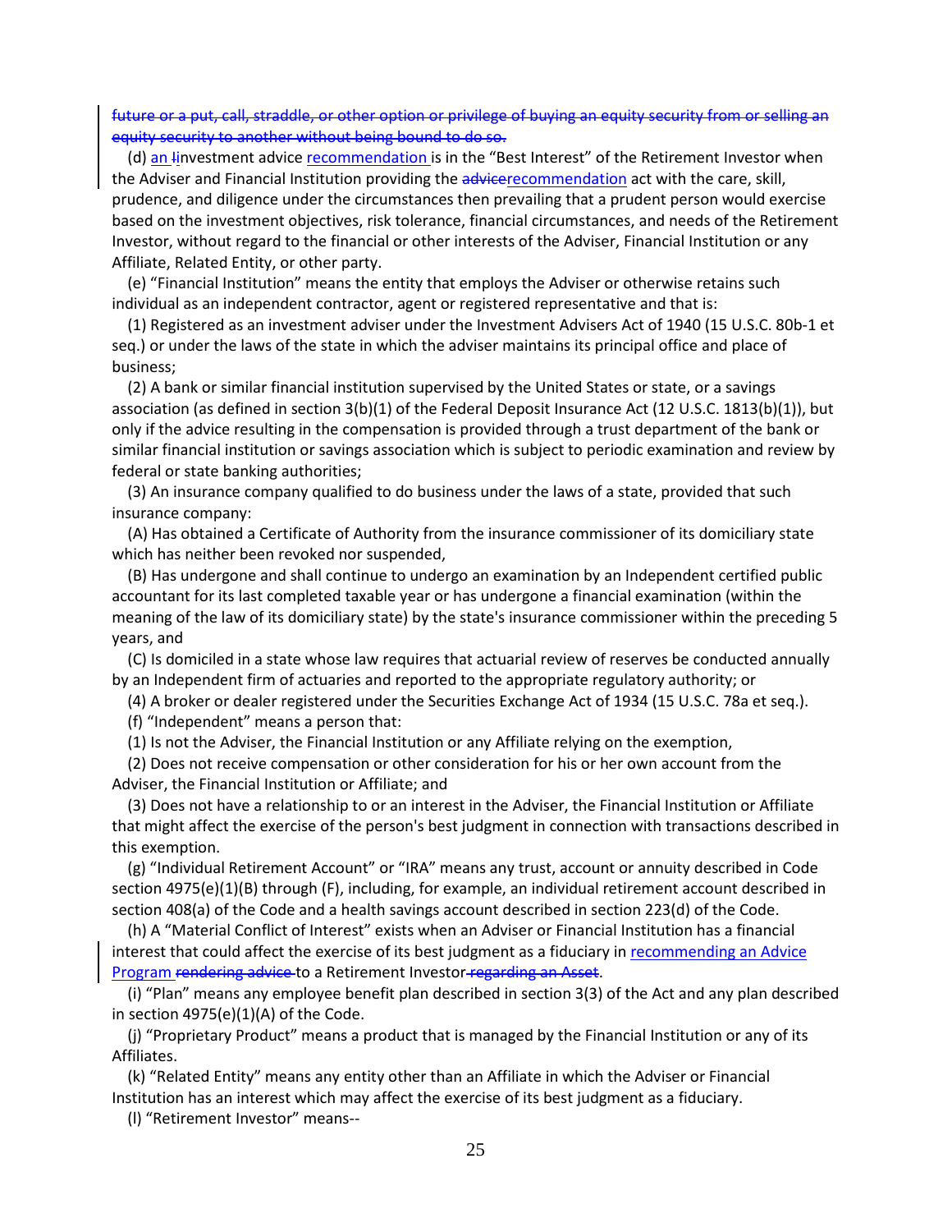~~future or a put, call, straddle, or other option or privilege of buying an equity security from or selling an equity security to another without being bound to do so.~~

(d) an ~~I~~investment advice recommendation is in the "Best Interest" of the Retirement Investor when the Adviser and Financial Institution providing the ~~advice~~recommendation act with the care, skill, prudence, and diligence under the circumstances then prevailing that a prudent person would exercise based on the investment objectives, risk tolerance, financial circumstances, and needs of the Retirement Investor, without regard to the financial or other interests of the Adviser, Financial Institution or any Affiliate, Related Entity, or other party.

(e) "Financial Institution" means the entity that employs the Adviser or otherwise retains such individual as an independent contractor, agent or registered representative and that is:

(1) Registered as an investment adviser under the Investment Advisers Act of 1940 (15 U.S.C. 80b-1 et seq.) or under the laws of the state in which the adviser maintains its principal office and place of business;

(2) A bank or similar financial institution supervised by the United States or state, or a savings association (as defined in section 3(b)(1) of the Federal Deposit Insurance Act (12 U.S.C. 1813(b)(1)), but only if the advice resulting in the compensation is provided through a trust department of the bank or similar financial institution or savings association which is subject to periodic examination and review by federal or state banking authorities;

(3) An insurance company qualified to do business under the laws of a state, provided that such insurance company:

(A) Has obtained a Certificate of Authority from the insurance commissioner of its domiciliary state which has neither been revoked nor suspended,

(B) Has undergone and shall continue to undergo an examination by an Independent certified public accountant for its last completed taxable year or has undergone a financial examination (within the meaning of the law of its domiciliary state) by the state's insurance commissioner within the preceding 5 years, and

(C) Is domiciled in a state whose law requires that actuarial review of reserves be conducted annually by an Independent firm of actuaries and reported to the appropriate regulatory authority; or

(4) A broker or dealer registered under the Securities Exchange Act of 1934 (15 U.S.C. 78a et seq.).

(f) "Independent" means a person that:

(1) Is not the Adviser, the Financial Institution or any Affiliate relying on the exemption,

(2) Does not receive compensation or other consideration for his or her own account from the Adviser, the Financial Institution or Affiliate; and

(3) Does not have a relationship to or an interest in the Adviser, the Financial Institution or Affiliate that might affect the exercise of the person's best judgment in connection with transactions described in this exemption.

(g) "Individual Retirement Account" or "IRA" means any trust, account or annuity described in Code section 4975(e)(1)(B) through (F), including, for example, an individual retirement account described in section 408(a) of the Code and a health savings account described in section 223(d) of the Code.

(h) A "Material Conflict of Interest" exists when an Adviser or Financial Institution has a financial interest that could affect the exercise of its best judgment as a fiduciary in recommending an Advice Program ~~rendering advice~~ to a Retirement Investor~~ regarding an Asset~~.

(i) "Plan" means any employee benefit plan described in section 3(3) of the Act and any plan described in section 4975(e)(1)(A) of the Code.

(j) "Proprietary Product" means a product that is managed by the Financial Institution or any of its Affiliates.

(k) "Related Entity" means any entity other than an Affiliate in which the Adviser or Financial Institution has an interest which may affect the exercise of its best judgment as a fiduciary.

(l) "Retirement Investor" means--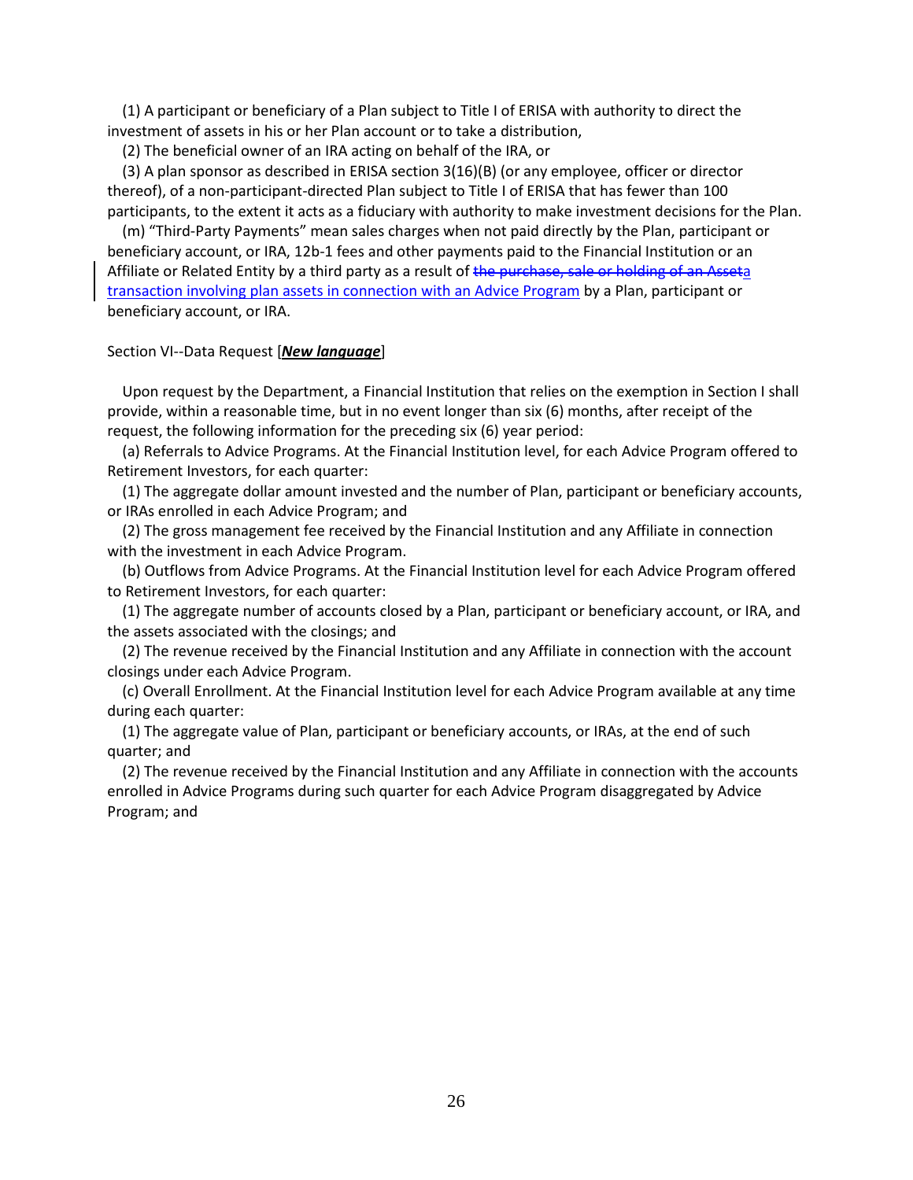(1) A participant or beneficiary of a Plan subject to Title I of ERISA with authority to direct the investment of assets in his or her Plan account or to take a distribution,

(2) The beneficial owner of an IRA acting on behalf of the IRA, or

(3) A plan sponsor as described in ERISA section 3(16)(B) (or any employee, officer or director thereof), of a non-participant-directed Plan subject to Title I of ERISA that has fewer than 100 participants, to the extent it acts as a fiduciary with authority to make investment decisions for the Plan.

(m) "Third-Party Payments" mean sales charges when not paid directly by the Plan, participant or beneficiary account, or IRA, 12b-1 fees and other payments paid to the Financial Institution or an Affiliate or Related Entity by a third party as a result of ~~the purchase, sale or holding of an Asset~~a transaction involving plan assets in connection with an Advice Program by a Plan, participant or beneficiary account, or IRA.

Section VI--Data Request [***New language***]

Upon request by the Department, a Financial Institution that relies on the exemption in Section I shall provide, within a reasonable time, but in no event longer than six (6) months, after receipt of the request, the following information for the preceding six (6) year period:

(a) Referrals to Advice Programs. At the Financial Institution level, for each Advice Program offered to Retirement Investors, for each quarter:

(1) The aggregate dollar amount invested and the number of Plan, participant or beneficiary accounts, or IRAs enrolled in each Advice Program; and

(2) The gross management fee received by the Financial Institution and any Affiliate in connection with the investment in each Advice Program.

(b) Outflows from Advice Programs. At the Financial Institution level for each Advice Program offered to Retirement Investors, for each quarter:

(1) The aggregate number of accounts closed by a Plan, participant or beneficiary account, or IRA, and the assets associated with the closings; and

(2) The revenue received by the Financial Institution and any Affiliate in connection with the account closings under each Advice Program.

(c) Overall Enrollment. At the Financial Institution level for each Advice Program available at any time during each quarter:

(1) The aggregate value of Plan, participant or beneficiary accounts, or IRAs, at the end of such quarter; and

(2) The revenue received by the Financial Institution and any Affiliate in connection with the accounts enrolled in Advice Programs during such quarter for each Advice Program disaggregated by Advice Program; and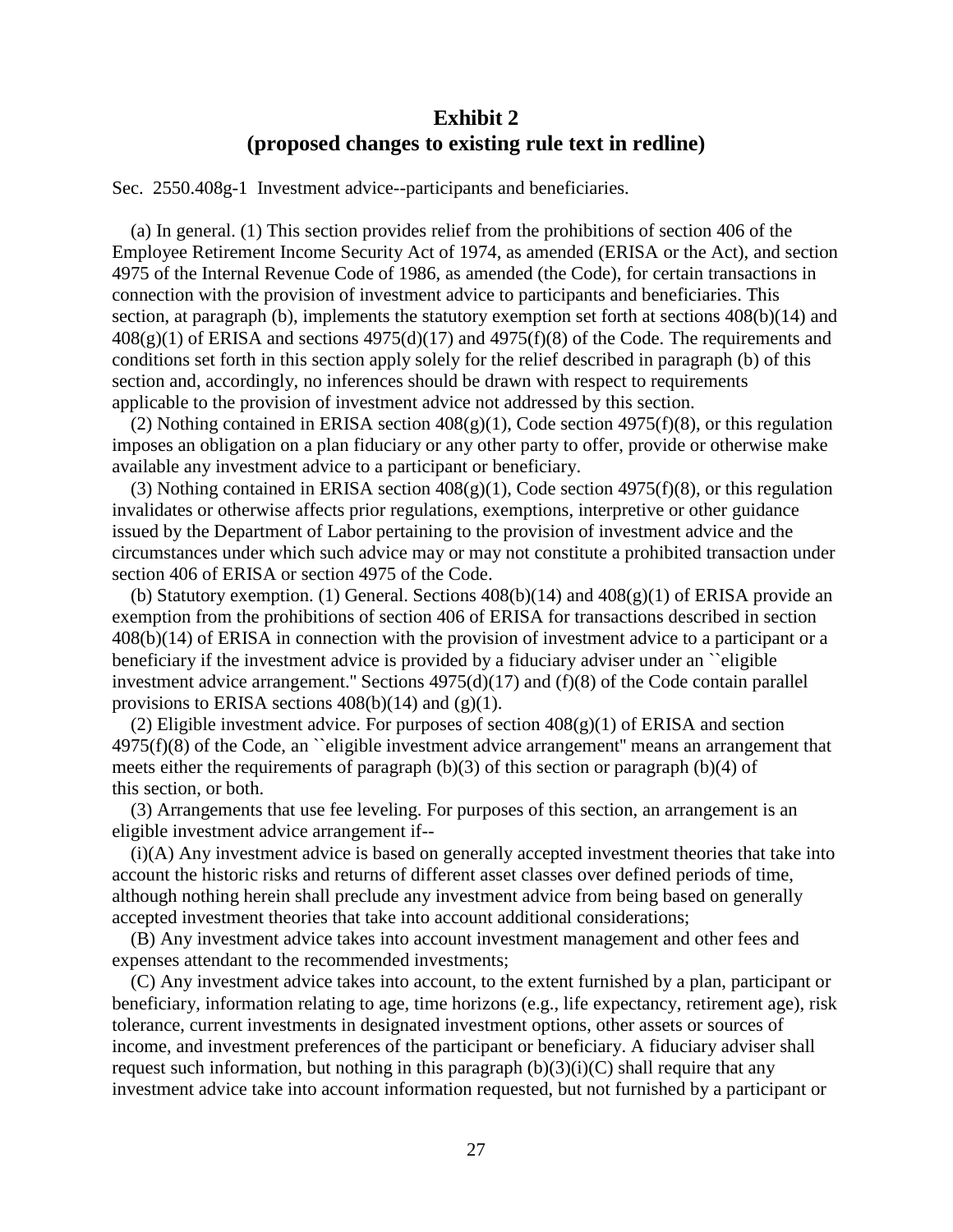# Exhibit 2
## (proposed changes to existing rule text in redline)

Sec. 2550.408g-1 Investment advice--participants and beneficiaries.

(a) In general. (1) This section provides relief from the prohibitions of section 406 of the Employee Retirement Income Security Act of 1974, as amended (ERISA or the Act), and section 4975 of the Internal Revenue Code of 1986, as amended (the Code), for certain transactions in connection with the provision of investment advice to participants and beneficiaries. This section, at paragraph (b), implements the statutory exemption set forth at sections 408(b)(14) and 408(g)(1) of ERISA and sections 4975(d)(17) and 4975(f)(8) of the Code. The requirements and conditions set forth in this section apply solely for the relief described in paragraph (b) of this section and, accordingly, no inferences should be drawn with respect to requirements applicable to the provision of investment advice not addressed by this section.

(2) Nothing contained in ERISA section 408(g)(1), Code section 4975(f)(8), or this regulation imposes an obligation on a plan fiduciary or any other party to offer, provide or otherwise make available any investment advice to a participant or beneficiary.

(3) Nothing contained in ERISA section 408(g)(1), Code section 4975(f)(8), or this regulation invalidates or otherwise affects prior regulations, exemptions, interpretive or other guidance issued by the Department of Labor pertaining to the provision of investment advice and the circumstances under which such advice may or may not constitute a prohibited transaction under section 406 of ERISA or section 4975 of the Code.

(b) Statutory exemption. (1) General. Sections 408(b)(14) and 408(g)(1) of ERISA provide an exemption from the prohibitions of section 406 of ERISA for transactions described in section 408(b)(14) of ERISA in connection with the provision of investment advice to a participant or a beneficiary if the investment advice is provided by a fiduciary adviser under an ``eligible investment advice arrangement.'' Sections 4975(d)(17) and (f)(8) of the Code contain parallel provisions to ERISA sections 408(b)(14) and (g)(1).

(2) Eligible investment advice. For purposes of section 408(g)(1) of ERISA and section 4975(f)(8) of the Code, an ``eligible investment advice arrangement'' means an arrangement that meets either the requirements of paragraph (b)(3) of this section or paragraph (b)(4) of this section, or both.

(3) Arrangements that use fee leveling. For purposes of this section, an arrangement is an eligible investment advice arrangement if--

(i)(A) Any investment advice is based on generally accepted investment theories that take into account the historic risks and returns of different asset classes over defined periods of time, although nothing herein shall preclude any investment advice from being based on generally accepted investment theories that take into account additional considerations;

(B) Any investment advice takes into account investment management and other fees and expenses attendant to the recommended investments;

(C) Any investment advice takes into account, to the extent furnished by a plan, participant or beneficiary, information relating to age, time horizons (e.g., life expectancy, retirement age), risk tolerance, current investments in designated investment options, other assets or sources of income, and investment preferences of the participant or beneficiary. A fiduciary adviser shall request such information, but nothing in this paragraph (b)(3)(i)(C) shall require that any investment advice take into account information requested, but not furnished by a participant or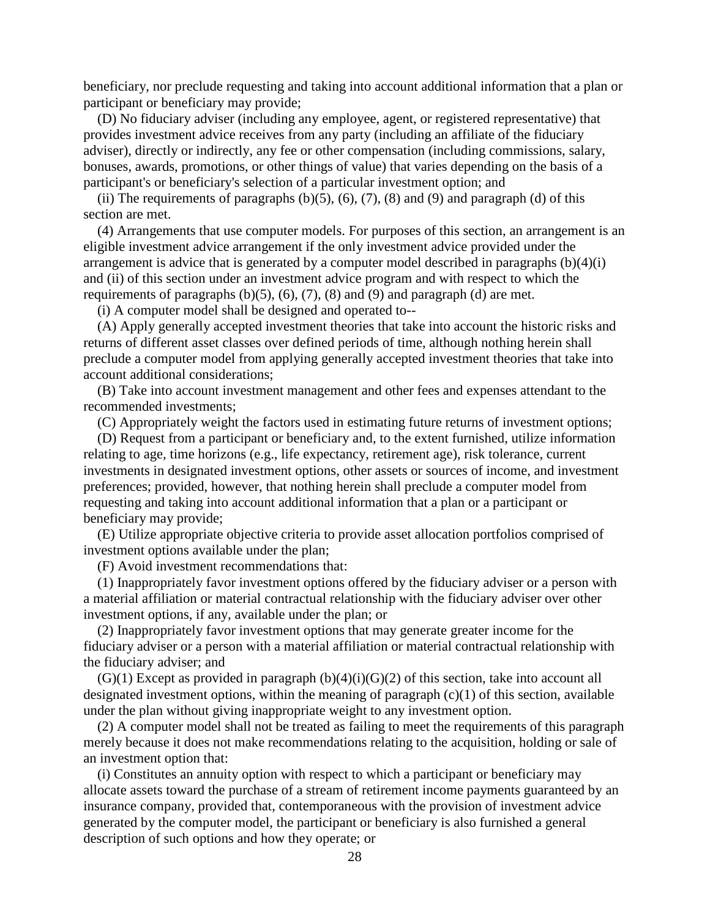beneficiary, nor preclude requesting and taking into account additional information that a plan or participant or beneficiary may provide;

(D) No fiduciary adviser (including any employee, agent, or registered representative) that provides investment advice receives from any party (including an affiliate of the fiduciary adviser), directly or indirectly, any fee or other compensation (including commissions, salary, bonuses, awards, promotions, or other things of value) that varies depending on the basis of a participant's or beneficiary's selection of a particular investment option; and

(ii) The requirements of paragraphs (b)(5), (6), (7), (8) and (9) and paragraph (d) of this section are met.

(4) Arrangements that use computer models. For purposes of this section, an arrangement is an eligible investment advice arrangement if the only investment advice provided under the arrangement is advice that is generated by a computer model described in paragraphs (b)(4)(i) and (ii) of this section under an investment advice program and with respect to which the requirements of paragraphs (b)(5), (6), (7), (8) and (9) and paragraph (d) are met.

(i) A computer model shall be designed and operated to--

(A) Apply generally accepted investment theories that take into account the historic risks and returns of different asset classes over defined periods of time, although nothing herein shall preclude a computer model from applying generally accepted investment theories that take into account additional considerations;

(B) Take into account investment management and other fees and expenses attendant to the recommended investments;

(C) Appropriately weight the factors used in estimating future returns of investment options;

(D) Request from a participant or beneficiary and, to the extent furnished, utilize information relating to age, time horizons (e.g., life expectancy, retirement age), risk tolerance, current investments in designated investment options, other assets or sources of income, and investment preferences; provided, however, that nothing herein shall preclude a computer model from requesting and taking into account additional information that a plan or a participant or beneficiary may provide;

(E) Utilize appropriate objective criteria to provide asset allocation portfolios comprised of investment options available under the plan;

(F) Avoid investment recommendations that:

(1) Inappropriately favor investment options offered by the fiduciary adviser or a person with a material affiliation or material contractual relationship with the fiduciary adviser over other investment options, if any, available under the plan; or

(2) Inappropriately favor investment options that may generate greater income for the fiduciary adviser or a person with a material affiliation or material contractual relationship with the fiduciary adviser; and

(G)(1) Except as provided in paragraph (b)(4)(i)(G)(2) of this section, take into account all designated investment options, within the meaning of paragraph (c)(1) of this section, available under the plan without giving inappropriate weight to any investment option.

(2) A computer model shall not be treated as failing to meet the requirements of this paragraph merely because it does not make recommendations relating to the acquisition, holding or sale of an investment option that:

(i) Constitutes an annuity option with respect to which a participant or beneficiary may allocate assets toward the purchase of a stream of retirement income payments guaranteed by an insurance company, provided that, contemporaneous with the provision of investment advice generated by the computer model, the participant or beneficiary is also furnished a general description of such options and how they operate; or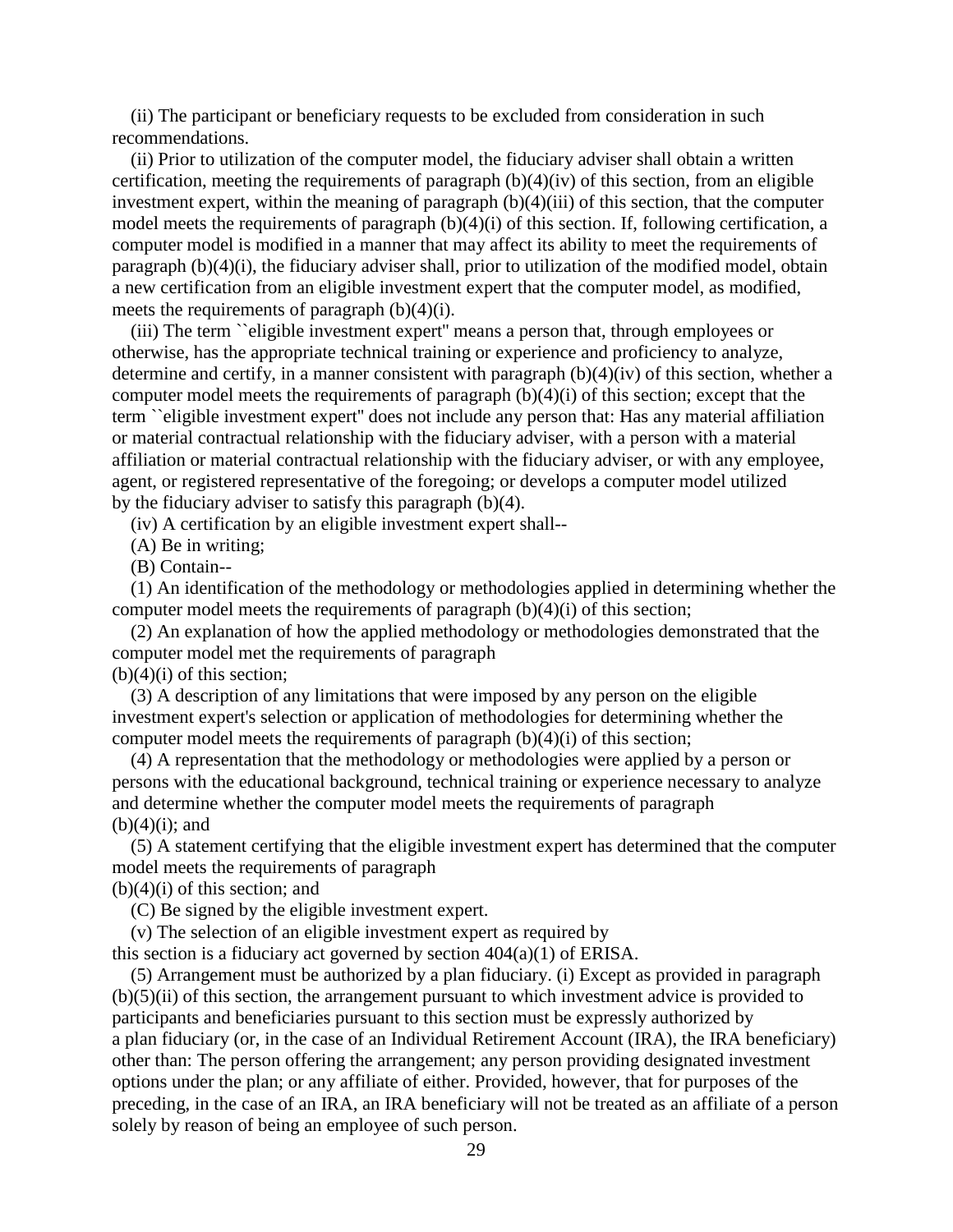(ii) The participant or beneficiary requests to be excluded from consideration in such recommendations.

(ii) Prior to utilization of the computer model, the fiduciary adviser shall obtain a written certification, meeting the requirements of paragraph (b)(4)(iv) of this section, from an eligible investment expert, within the meaning of paragraph (b)(4)(iii) of this section, that the computer model meets the requirements of paragraph (b)(4)(i) of this section. If, following certification, a computer model is modified in a manner that may affect its ability to meet the requirements of paragraph (b)(4)(i), the fiduciary adviser shall, prior to utilization of the modified model, obtain a new certification from an eligible investment expert that the computer model, as modified, meets the requirements of paragraph (b)(4)(i).

(iii) The term ``eligible investment expert'' means a person that, through employees or otherwise, has the appropriate technical training or experience and proficiency to analyze, determine and certify, in a manner consistent with paragraph (b)(4)(iv) of this section, whether a computer model meets the requirements of paragraph (b)(4)(i) of this section; except that the term ``eligible investment expert'' does not include any person that: Has any material affiliation or material contractual relationship with the fiduciary adviser, with a person with a material affiliation or material contractual relationship with the fiduciary adviser, or with any employee, agent, or registered representative of the foregoing; or develops a computer model utilized by the fiduciary adviser to satisfy this paragraph (b)(4).

(iv) A certification by an eligible investment expert shall--

(A) Be in writing;

(B) Contain--

(1) An identification of the methodology or methodologies applied in determining whether the computer model meets the requirements of paragraph (b)(4)(i) of this section;

(2) An explanation of how the applied methodology or methodologies demonstrated that the computer model met the requirements of paragraph (b)(4)(i) of this section;

(3) A description of any limitations that were imposed by any person on the eligible investment expert's selection or application of methodologies for determining whether the computer model meets the requirements of paragraph (b)(4)(i) of this section;

(4) A representation that the methodology or methodologies were applied by a person or persons with the educational background, technical training or experience necessary to analyze and determine whether the computer model meets the requirements of paragraph (b)(4)(i); and

(5) A statement certifying that the eligible investment expert has determined that the computer model meets the requirements of paragraph (b)(4)(i) of this section; and

(C) Be signed by the eligible investment expert.

(v) The selection of an eligible investment expert as required by this section is a fiduciary act governed by section 404(a)(1) of ERISA.

(5) Arrangement must be authorized by a plan fiduciary. (i) Except as provided in paragraph (b)(5)(ii) of this section, the arrangement pursuant to which investment advice is provided to participants and beneficiaries pursuant to this section must be expressly authorized by a plan fiduciary (or, in the case of an Individual Retirement Account (IRA), the IRA beneficiary) other than: The person offering the arrangement; any person providing designated investment options under the plan; or any affiliate of either. Provided, however, that for purposes of the preceding, in the case of an IRA, an IRA beneficiary will not be treated as an affiliate of a person solely by reason of being an employee of such person.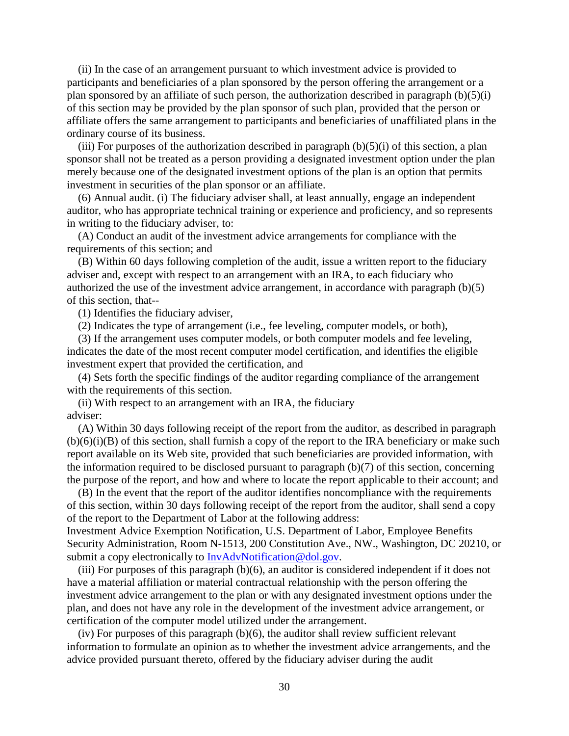(ii) In the case of an arrangement pursuant to which investment advice is provided to participants and beneficiaries of a plan sponsored by the person offering the arrangement or a plan sponsored by an affiliate of such person, the authorization described in paragraph (b)(5)(i) of this section may be provided by the plan sponsor of such plan, provided that the person or affiliate offers the same arrangement to participants and beneficiaries of unaffiliated plans in the ordinary course of its business.

(iii) For purposes of the authorization described in paragraph (b)(5)(i) of this section, a plan sponsor shall not be treated as a person providing a designated investment option under the plan merely because one of the designated investment options of the plan is an option that permits investment in securities of the plan sponsor or an affiliate.

(6) Annual audit. (i) The fiduciary adviser shall, at least annually, engage an independent auditor, who has appropriate technical training or experience and proficiency, and so represents in writing to the fiduciary adviser, to:

(A) Conduct an audit of the investment advice arrangements for compliance with the requirements of this section; and

(B) Within 60 days following completion of the audit, issue a written report to the fiduciary adviser and, except with respect to an arrangement with an IRA, to each fiduciary who authorized the use of the investment advice arrangement, in accordance with paragraph (b)(5) of this section, that--

(1) Identifies the fiduciary adviser,

(2) Indicates the type of arrangement (i.e., fee leveling, computer models, or both),

(3) If the arrangement uses computer models, or both computer models and fee leveling, indicates the date of the most recent computer model certification, and identifies the eligible investment expert that provided the certification, and

(4) Sets forth the specific findings of the auditor regarding compliance of the arrangement with the requirements of this section.

(ii) With respect to an arrangement with an IRA, the fiduciary adviser:

(A) Within 30 days following receipt of the report from the auditor, as described in paragraph (b)(6)(i)(B) of this section, shall furnish a copy of the report to the IRA beneficiary or make such report available on its Web site, provided that such beneficiaries are provided information, with the information required to be disclosed pursuant to paragraph (b)(7) of this section, concerning the purpose of the report, and how and where to locate the report applicable to their account; and

(B) In the event that the report of the auditor identifies noncompliance with the requirements of this section, within 30 days following receipt of the report from the auditor, shall send a copy of the report to the Department of Labor at the following address:

Investment Advice Exemption Notification, U.S. Department of Labor, Employee Benefits Security Administration, Room N-1513, 200 Constitution Ave., NW., Washington, DC 20210, or submit a copy electronically to InvAdvNotification@dol.gov.

(iii) For purposes of this paragraph (b)(6), an auditor is considered independent if it does not have a material affiliation or material contractual relationship with the person offering the investment advice arrangement to the plan or with any designated investment options under the plan, and does not have any role in the development of the investment advice arrangement, or certification of the computer model utilized under the arrangement.

(iv) For purposes of this paragraph (b)(6), the auditor shall review sufficient relevant information to formulate an opinion as to whether the investment advice arrangements, and the advice provided pursuant thereto, offered by the fiduciary adviser during the audit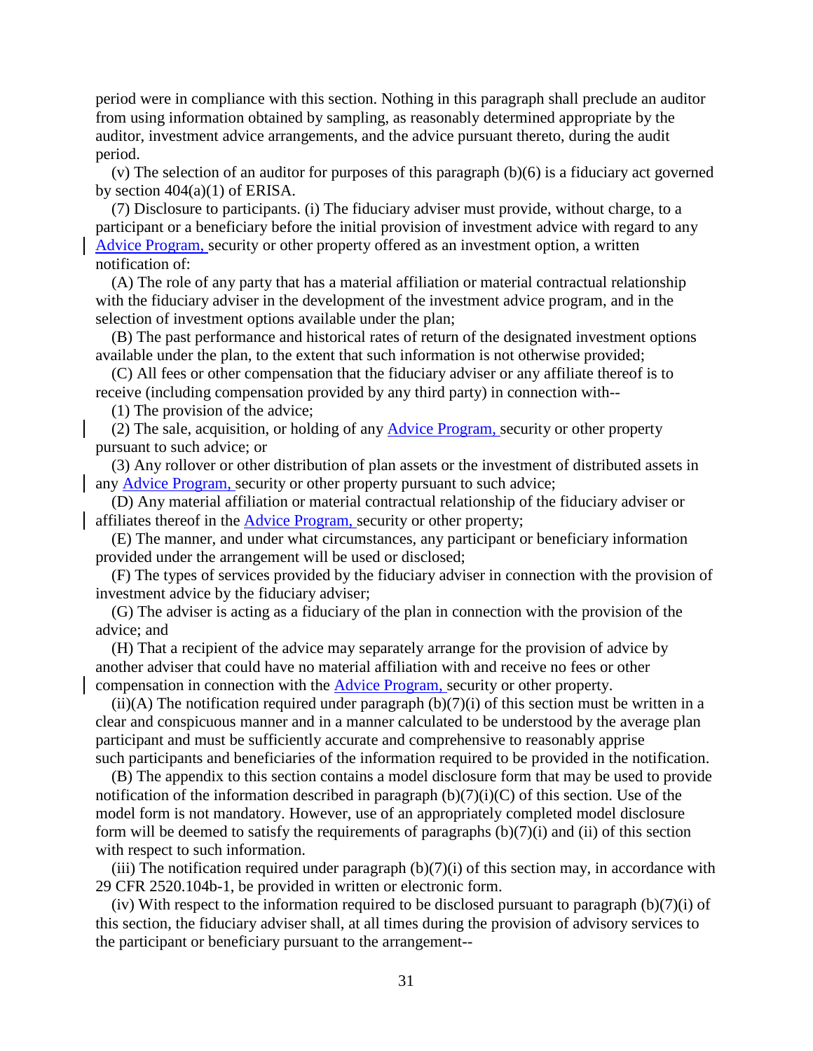period were in compliance with this section. Nothing in this paragraph shall preclude an auditor from using information obtained by sampling, as reasonably determined appropriate by the auditor, investment advice arrangements, and the advice pursuant thereto, during the audit period.

(v) The selection of an auditor for purposes of this paragraph (b)(6) is a fiduciary act governed by section 404(a)(1) of ERISA.

(7) Disclosure to participants. (i) The fiduciary adviser must provide, without charge, to a participant or a beneficiary before the initial provision of investment advice with regard to any Advice Program, security or other property offered as an investment option, a written notification of:

(A) The role of any party that has a material affiliation or material contractual relationship with the fiduciary adviser in the development of the investment advice program, and in the selection of investment options available under the plan;

(B) The past performance and historical rates of return of the designated investment options available under the plan, to the extent that such information is not otherwise provided;

(C) All fees or other compensation that the fiduciary adviser or any affiliate thereof is to receive (including compensation provided by any third party) in connection with--

(1) The provision of the advice;

(2) The sale, acquisition, or holding of any Advice Program, security or other property pursuant to such advice; or

(3) Any rollover or other distribution of plan assets or the investment of distributed assets in any Advice Program, security or other property pursuant to such advice;

(D) Any material affiliation or material contractual relationship of the fiduciary adviser or affiliates thereof in the Advice Program, security or other property;

(E) The manner, and under what circumstances, any participant or beneficiary information provided under the arrangement will be used or disclosed;

(F) The types of services provided by the fiduciary adviser in connection with the provision of investment advice by the fiduciary adviser;

(G) The adviser is acting as a fiduciary of the plan in connection with the provision of the advice; and

(H) That a recipient of the advice may separately arrange for the provision of advice by another adviser that could have no material affiliation with and receive no fees or other compensation in connection with the Advice Program, security or other property.

(ii)(A) The notification required under paragraph (b)(7)(i) of this section must be written in a clear and conspicuous manner and in a manner calculated to be understood by the average plan participant and must be sufficiently accurate and comprehensive to reasonably apprise such participants and beneficiaries of the information required to be provided in the notification.

(B) The appendix to this section contains a model disclosure form that may be used to provide notification of the information described in paragraph (b)(7)(i)(C) of this section. Use of the model form is not mandatory. However, use of an appropriately completed model disclosure form will be deemed to satisfy the requirements of paragraphs (b)(7)(i) and (ii) of this section with respect to such information.

(iii) The notification required under paragraph (b)(7)(i) of this section may, in accordance with 29 CFR 2520.104b-1, be provided in written or electronic form.

(iv) With respect to the information required to be disclosed pursuant to paragraph (b)(7)(i) of this section, the fiduciary adviser shall, at all times during the provision of advisory services to the participant or beneficiary pursuant to the arrangement--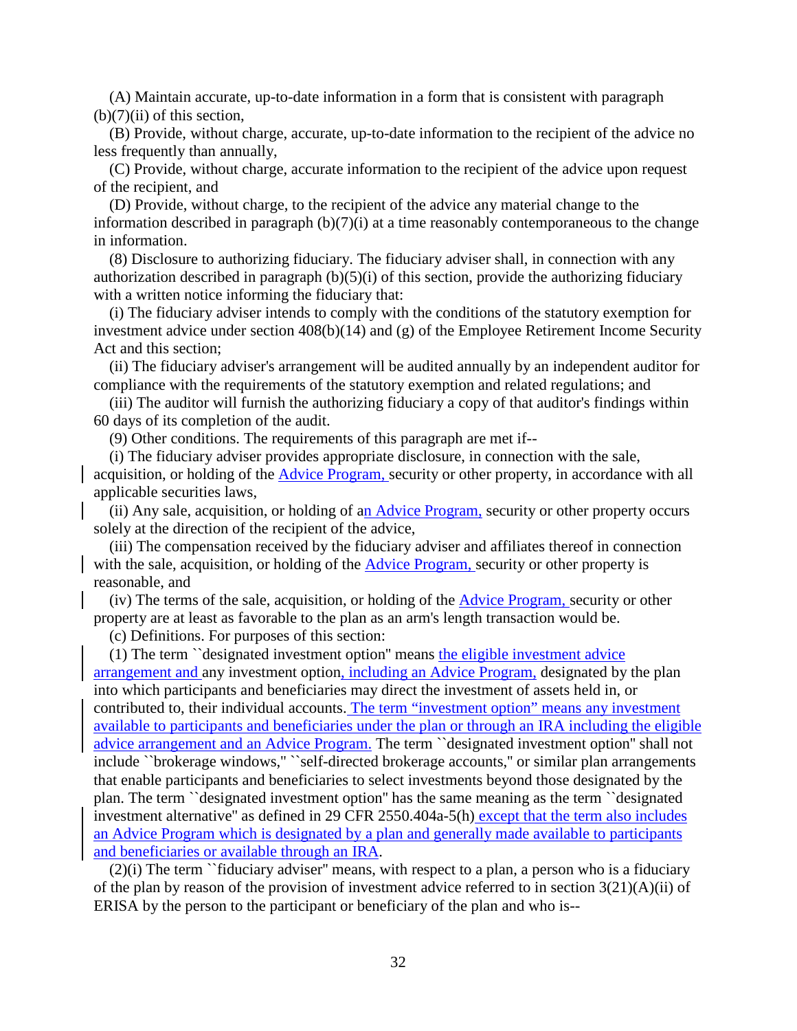(A) Maintain accurate, up-to-date information in a form that is consistent with paragraph (b)(7)(ii) of this section,

(B) Provide, without charge, accurate, up-to-date information to the recipient of the advice no less frequently than annually,

(C) Provide, without charge, accurate information to the recipient of the advice upon request of the recipient, and

(D) Provide, without charge, to the recipient of the advice any material change to the information described in paragraph (b)(7)(i) at a time reasonably contemporaneous to the change in information.

(8) Disclosure to authorizing fiduciary. The fiduciary adviser shall, in connection with any authorization described in paragraph (b)(5)(i) of this section, provide the authorizing fiduciary with a written notice informing the fiduciary that:

(i) The fiduciary adviser intends to comply with the conditions of the statutory exemption for investment advice under section 408(b)(14) and (g) of the Employee Retirement Income Security Act and this section;

(ii) The fiduciary adviser's arrangement will be audited annually by an independent auditor for compliance with the requirements of the statutory exemption and related regulations; and

(iii) The auditor will furnish the authorizing fiduciary a copy of that auditor's findings within 60 days of its completion of the audit.

(9) Other conditions. The requirements of this paragraph are met if--

(i) The fiduciary adviser provides appropriate disclosure, in connection with the sale, acquisition, or holding of the Advice Program, security or other property, in accordance with all applicable securities laws,

(ii) Any sale, acquisition, or holding of an Advice Program, security or other property occurs solely at the direction of the recipient of the advice,

(iii) The compensation received by the fiduciary adviser and affiliates thereof in connection with the sale, acquisition, or holding of the Advice Program, security or other property is reasonable, and

(iv) The terms of the sale, acquisition, or holding of the Advice Program, security or other property are at least as favorable to the plan as an arm's length transaction would be.

(c) Definitions. For purposes of this section:

(1) The term ``designated investment option'' means the eligible investment advice arrangement and any investment option, including an Advice Program, designated by the plan into which participants and beneficiaries may direct the investment of assets held in, or contributed to, their individual accounts. The term "investment option" means any investment available to participants and beneficiaries under the plan or through an IRA including the eligible advice arrangement and an Advice Program. The term ``designated investment option'' shall not include ``brokerage windows,'' ``self-directed brokerage accounts,'' or similar plan arrangements that enable participants and beneficiaries to select investments beyond those designated by the plan. The term ``designated investment option'' has the same meaning as the term ``designated investment alternative'' as defined in 29 CFR 2550.404a-5(h) except that the term also includes an Advice Program which is designated by a plan and generally made available to participants and beneficiaries or available through an IRA.

(2)(i) The term ``fiduciary adviser'' means, with respect to a plan, a person who is a fiduciary of the plan by reason of the provision of investment advice referred to in section 3(21)(A)(ii) of ERISA by the person to the participant or beneficiary of the plan and who is--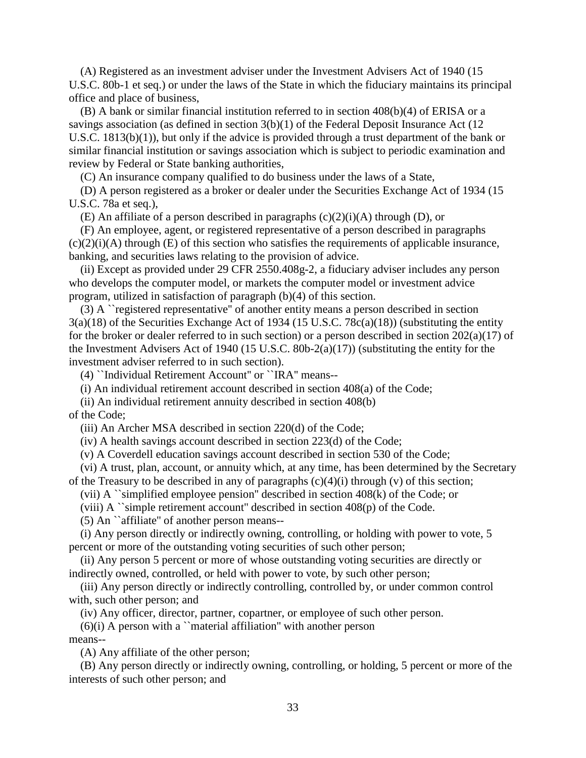(A) Registered as an investment adviser under the Investment Advisers Act of 1940 (15 U.S.C. 80b-1 et seq.) or under the laws of the State in which the fiduciary maintains its principal office and place of business,

(B) A bank or similar financial institution referred to in section 408(b)(4) of ERISA or a savings association (as defined in section 3(b)(1) of the Federal Deposit Insurance Act (12 U.S.C. 1813(b)(1)), but only if the advice is provided through a trust department of the bank or similar financial institution or savings association which is subject to periodic examination and review by Federal or State banking authorities,

(C) An insurance company qualified to do business under the laws of a State,

(D) A person registered as a broker or dealer under the Securities Exchange Act of 1934 (15 U.S.C. 78a et seq.),

(E) An affiliate of a person described in paragraphs (c)(2)(i)(A) through (D), or

(F) An employee, agent, or registered representative of a person described in paragraphs (c)(2)(i)(A) through (E) of this section who satisfies the requirements of applicable insurance, banking, and securities laws relating to the provision of advice.

(ii) Except as provided under 29 CFR 2550.408g-2, a fiduciary adviser includes any person who develops the computer model, or markets the computer model or investment advice program, utilized in satisfaction of paragraph (b)(4) of this section.

(3) A ``registered representative'' of another entity means a person described in section 3(a)(18) of the Securities Exchange Act of 1934 (15 U.S.C. 78c(a)(18)) (substituting the entity for the broker or dealer referred to in such section) or a person described in section 202(a)(17) of the Investment Advisers Act of 1940 (15 U.S.C. 80b-2(a)(17)) (substituting the entity for the investment adviser referred to in such section).

(4) ``Individual Retirement Account'' or ``IRA'' means--

(i) An individual retirement account described in section 408(a) of the Code;

(ii) An individual retirement annuity described in section 408(b) of the Code;

(iii) An Archer MSA described in section 220(d) of the Code;

(iv) A health savings account described in section 223(d) of the Code;

(v) A Coverdell education savings account described in section 530 of the Code;

(vi) A trust, plan, account, or annuity which, at any time, has been determined by the Secretary of the Treasury to be described in any of paragraphs (c)(4)(i) through (v) of this section;

(vii) A ``simplified employee pension'' described in section 408(k) of the Code; or

(viii) A ``simple retirement account'' described in section 408(p) of the Code.

(5) An ``affiliate'' of another person means--

(i) Any person directly or indirectly owning, controlling, or holding with power to vote, 5 percent or more of the outstanding voting securities of such other person;

(ii) Any person 5 percent or more of whose outstanding voting securities are directly or indirectly owned, controlled, or held with power to vote, by such other person;

(iii) Any person directly or indirectly controlling, controlled by, or under common control with, such other person; and

(iv) Any officer, director, partner, copartner, or employee of such other person.

(6)(i) A person with a ``material affiliation'' with another person means--

(A) Any affiliate of the other person;

(B) Any person directly or indirectly owning, controlling, or holding, 5 percent or more of the interests of such other person; and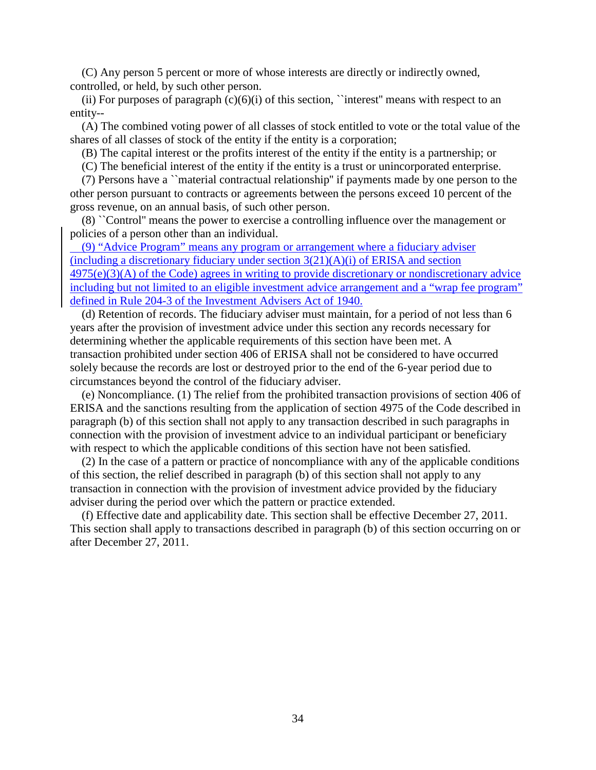(C) Any person 5 percent or more of whose interests are directly or indirectly owned, controlled, or held, by such other person.

(ii) For purposes of paragraph (c)(6)(i) of this section, ``interest'' means with respect to an entity--

(A) The combined voting power of all classes of stock entitled to vote or the total value of the shares of all classes of stock of the entity if the entity is a corporation;

(B) The capital interest or the profits interest of the entity if the entity is a partnership; or

(C) The beneficial interest of the entity if the entity is a trust or unincorporated enterprise.

(7) Persons have a ``material contractual relationship'' if payments made by one person to the other person pursuant to contracts or agreements between the persons exceed 10 percent of the gross revenue, on an annual basis, of such other person.

(8) ``Control'' means the power to exercise a controlling influence over the management or policies of a person other than an individual.

(9) "Advice Program" means any program or arrangement where a fiduciary adviser (including a discretionary fiduciary under section 3(21)(A)(i) of ERISA and section 4975(e)(3)(A) of the Code) agrees in writing to provide discretionary or nondiscretionary advice including but not limited to an eligible investment advice arrangement and a "wrap fee program" defined in Rule 204-3 of the Investment Advisers Act of 1940.

(d) Retention of records. The fiduciary adviser must maintain, for a period of not less than 6 years after the provision of investment advice under this section any records necessary for determining whether the applicable requirements of this section have been met. A transaction prohibited under section 406 of ERISA shall not be considered to have occurred solely because the records are lost or destroyed prior to the end of the 6-year period due to circumstances beyond the control of the fiduciary adviser.

(e) Noncompliance. (1) The relief from the prohibited transaction provisions of section 406 of ERISA and the sanctions resulting from the application of section 4975 of the Code described in paragraph (b) of this section shall not apply to any transaction described in such paragraphs in connection with the provision of investment advice to an individual participant or beneficiary with respect to which the applicable conditions of this section have not been satisfied.

(2) In the case of a pattern or practice of noncompliance with any of the applicable conditions of this section, the relief described in paragraph (b) of this section shall not apply to any transaction in connection with the provision of investment advice provided by the fiduciary adviser during the period over which the pattern or practice extended.

(f) Effective date and applicability date. This section shall be effective December 27, 2011. This section shall apply to transactions described in paragraph (b) of this section occurring on or after December 27, 2011.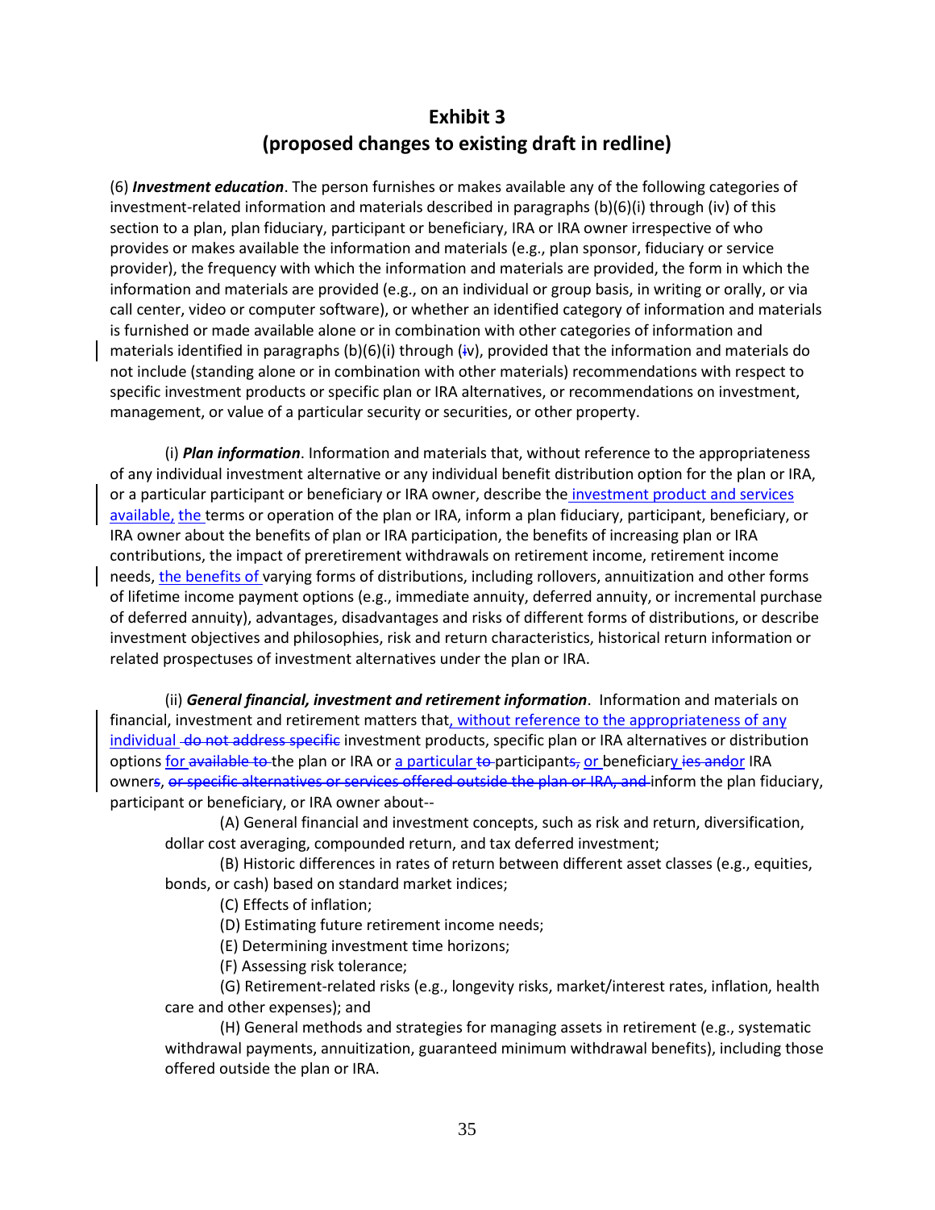# Exhibit 3

## (proposed changes to existing draft in redline)

(6) ***Investment education***. The person furnishes or makes available any of the following categories of investment-related information and materials described in paragraphs (b)(6)(i) through (iv) of this section to a plan, plan fiduciary, participant or beneficiary, IRA or IRA owner irrespective of who provides or makes available the information and materials (e.g., plan sponsor, fiduciary or service provider), the frequency with which the information and materials are provided, the form in which the information and materials are provided (e.g., on an individual or group basis, in writing or orally, or via call center, video or computer software), or whether an identified category of information and materials is furnished or made available alone or in combination with other categories of information and materials identified in paragraphs (b)(6)(i) through (~~i~~v), provided that the information and materials do not include (standing alone or in combination with other materials) recommendations with respect to specific investment products or specific plan or IRA alternatives, or recommendations on investment, management, or value of a particular security or securities, or other property.

(i) ***Plan information***. Information and materials that, without reference to the appropriateness of any individual investment alternative or any individual benefit distribution option for the plan or IRA, or a particular participant or beneficiary or IRA owner, describe the investment product and services available, the terms or operation of the plan or IRA, inform a plan fiduciary, participant, beneficiary, or IRA owner about the benefits of plan or IRA participation, the benefits of increasing plan or IRA contributions, the impact of preretirement withdrawals on retirement income, retirement income needs, the benefits of varying forms of distributions, including rollovers, annuitization and other forms of lifetime income payment options (e.g., immediate annuity, deferred annuity, or incremental purchase of deferred annuity), advantages, disadvantages and risks of different forms of distributions, or describe investment objectives and philosophies, risk and return characteristics, historical return information or related prospectuses of investment alternatives under the plan or IRA.

(ii) ***General financial, investment and retirement information***. Information and materials on financial, investment and retirement matters that, without reference to the appropriateness of any individual ~~do not address specific~~ investment products, specific plan or IRA alternatives or distribution options for ~~available to~~ the plan or IRA or a particular ~~to~~ participant~~s,~~ or beneficiary~~ies and~~or IRA owner~~s, or specific alternatives or services offered outside the plan or IRA, and~~ inform the plan fiduciary, participant or beneficiary, or IRA owner about--

(A) General financial and investment concepts, such as risk and return, diversification, dollar cost averaging, compounded return, and tax deferred investment;

(B) Historic differences in rates of return between different asset classes (e.g., equities, bonds, or cash) based on standard market indices;

(C) Effects of inflation;

(D) Estimating future retirement income needs;

(E) Determining investment time horizons;

(F) Assessing risk tolerance;

(G) Retirement-related risks (e.g., longevity risks, market/interest rates, inflation, health care and other expenses); and

(H) General methods and strategies for managing assets in retirement (e.g., systematic withdrawal payments, annuitization, guaranteed minimum withdrawal benefits), including those offered outside the plan or IRA.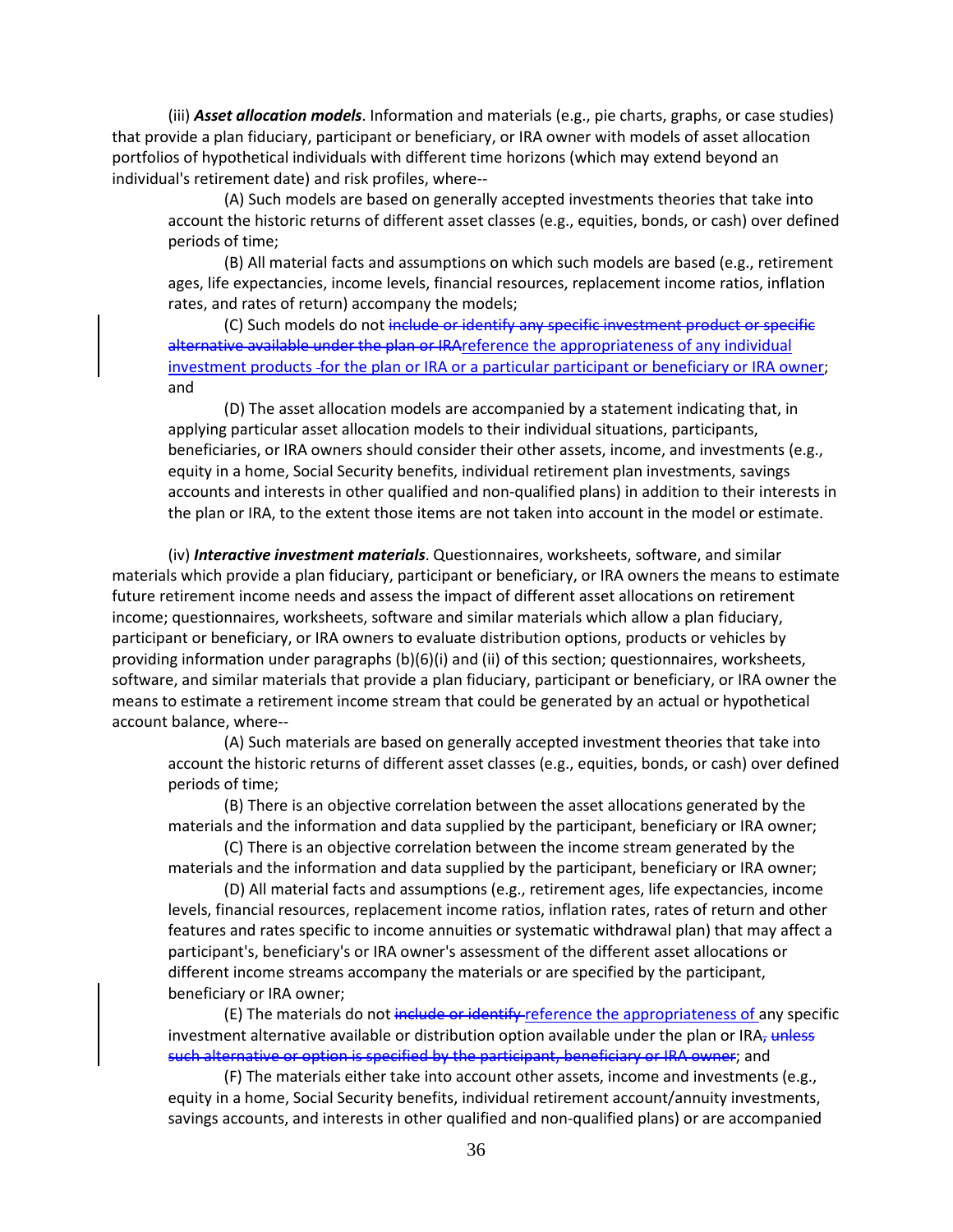(iii) ***Asset allocation models***. Information and materials (e.g., pie charts, graphs, or case studies) that provide a plan fiduciary, participant or beneficiary, or IRA owner with models of asset allocation portfolios of hypothetical individuals with different time horizons (which may extend beyond an individual's retirement date) and risk profiles, where--

(A) Such models are based on generally accepted investments theories that take into account the historic returns of different asset classes (e.g., equities, bonds, or cash) over defined periods of time;

(B) All material facts and assumptions on which such models are based (e.g., retirement ages, life expectancies, income levels, financial resources, replacement income ratios, inflation rates, and rates of return) accompany the models;

(C) Such models do not ~~include or identify any specific investment product or specific alternative available under the plan or IRA~~reference the appropriateness of any individual investment products -for the plan or IRA or a particular participant or beneficiary or IRA owner; and

(D) The asset allocation models are accompanied by a statement indicating that, in applying particular asset allocation models to their individual situations, participants, beneficiaries, or IRA owners should consider their other assets, income, and investments (e.g., equity in a home, Social Security benefits, individual retirement plan investments, savings accounts and interests in other qualified and non-qualified plans) in addition to their interests in the plan or IRA, to the extent those items are not taken into account in the model or estimate.

(iv) ***Interactive investment materials***. Questionnaires, worksheets, software, and similar materials which provide a plan fiduciary, participant or beneficiary, or IRA owners the means to estimate future retirement income needs and assess the impact of different asset allocations on retirement income; questionnaires, worksheets, software and similar materials which allow a plan fiduciary, participant or beneficiary, or IRA owners to evaluate distribution options, products or vehicles by providing information under paragraphs (b)(6)(i) and (ii) of this section; questionnaires, worksheets, software, and similar materials that provide a plan fiduciary, participant or beneficiary, or IRA owner the means to estimate a retirement income stream that could be generated by an actual or hypothetical account balance, where--

(A) Such materials are based on generally accepted investment theories that take into account the historic returns of different asset classes (e.g., equities, bonds, or cash) over defined periods of time;

(B) There is an objective correlation between the asset allocations generated by the materials and the information and data supplied by the participant, beneficiary or IRA owner;

(C) There is an objective correlation between the income stream generated by the materials and the information and data supplied by the participant, beneficiary or IRA owner;

(D) All material facts and assumptions (e.g., retirement ages, life expectancies, income levels, financial resources, replacement income ratios, inflation rates, rates of return and other features and rates specific to income annuities or systematic withdrawal plan) that may affect a participant's, beneficiary's or IRA owner's assessment of the different asset allocations or different income streams accompany the materials or are specified by the participant, beneficiary or IRA owner;

(E) The materials do not ~~include or identify~~ reference the appropriateness of any specific investment alternative available or distribution option available under the plan or IRA~~, unless such alternative or option is specified by the participant, beneficiary or IRA owner~~; and

(F) The materials either take into account other assets, income and investments (e.g., equity in a home, Social Security benefits, individual retirement account/annuity investments, savings accounts, and interests in other qualified and non-qualified plans) or are accompanied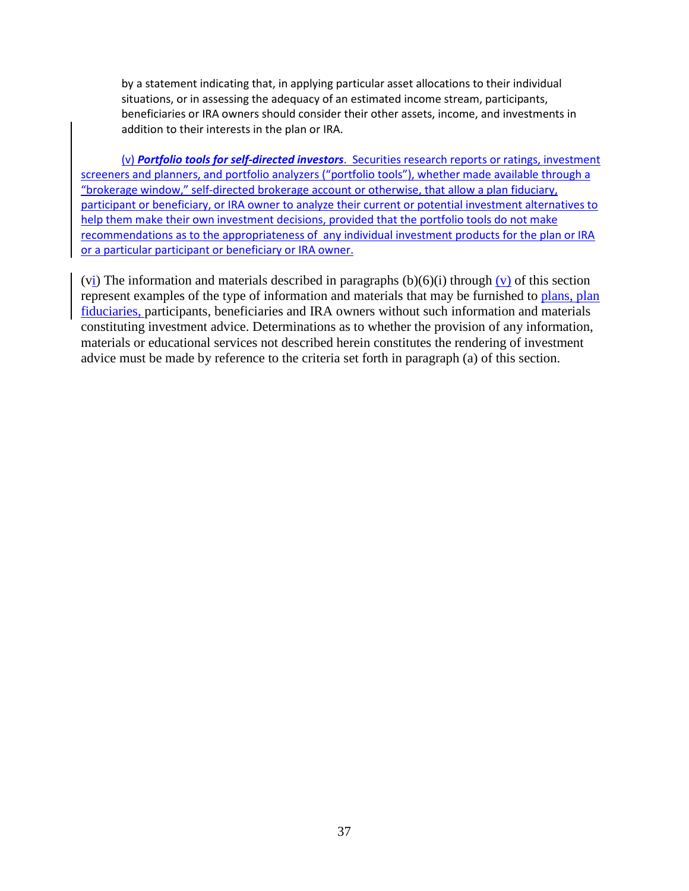by a statement indicating that, in applying particular asset allocations to their individual situations, or in assessing the adequacy of an estimated income stream, participants, beneficiaries or IRA owners should consider their other assets, income, and investments in addition to their interests in the plan or IRA.

(v) ***Portfolio tools for self-directed investors***. Securities research reports or ratings, investment screeners and planners, and portfolio analyzers ("portfolio tools"), whether made available through a "brokerage window," self-directed brokerage account or otherwise, that allow a plan fiduciary, participant or beneficiary, or IRA owner to analyze their current or potential investment alternatives to help them make their own investment decisions, provided that the portfolio tools do not make recommendations as to the appropriateness of any individual investment products for the plan or IRA or a particular participant or beneficiary or IRA owner.

(vi) The information and materials described in paragraphs (b)(6)(i) through (v) of this section represent examples of the type of information and materials that may be furnished to plans, plan fiduciaries, participants, beneficiaries and IRA owners without such information and materials constituting investment advice. Determinations as to whether the provision of any information, materials or educational services not described herein constitutes the rendering of investment advice must be made by reference to the criteria set forth in paragraph (a) of this section.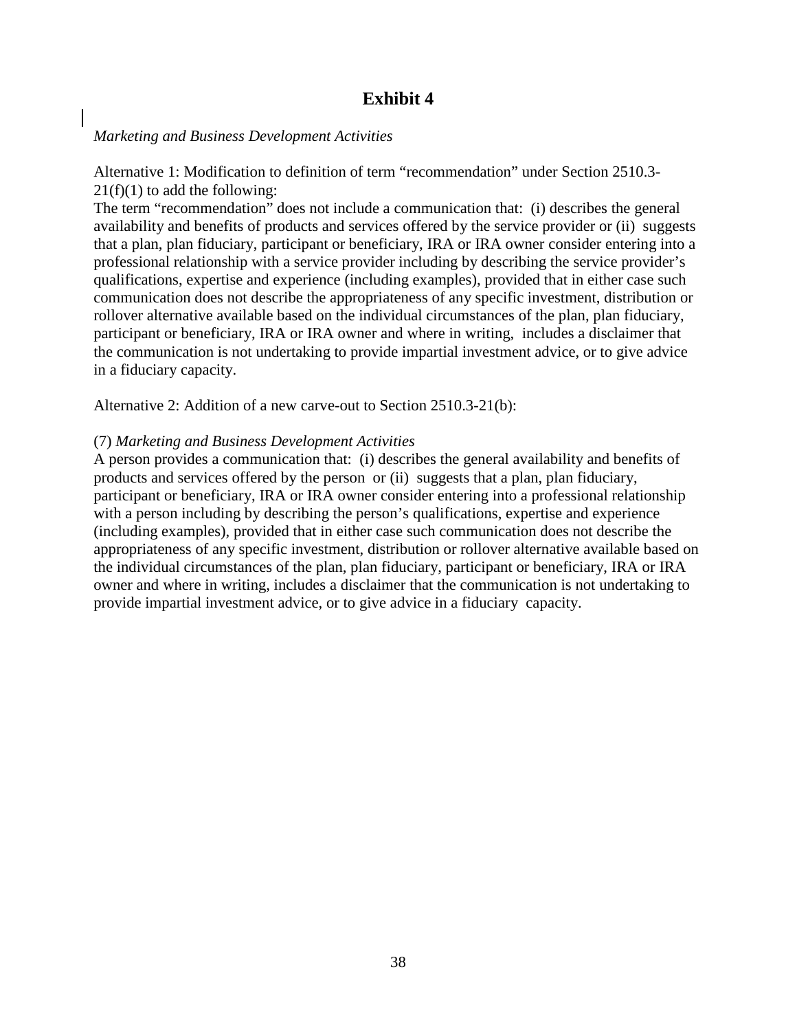# Exhibit 4

*Marketing and Business Development Activities*

Alternative 1: Modification to definition of term "recommendation" under Section 2510.3-21(f)(1) to add the following:
The term "recommendation" does not include a communication that: (i) describes the general availability and benefits of products and services offered by the service provider or (ii) suggests that a plan, plan fiduciary, participant or beneficiary, IRA or IRA owner consider entering into a professional relationship with a service provider including by describing the service provider's qualifications, expertise and experience (including examples), provided that in either case such communication does not describe the appropriateness of any specific investment, distribution or rollover alternative available based on the individual circumstances of the plan, plan fiduciary, participant or beneficiary, IRA or IRA owner and where in writing, includes a disclaimer that the communication is not undertaking to provide impartial investment advice, or to give advice in a fiduciary capacity.

Alternative 2: Addition of a new carve-out to Section 2510.3-21(b):

(7) *Marketing and Business Development Activities*
A person provides a communication that: (i) describes the general availability and benefits of products and services offered by the person or (ii) suggests that a plan, plan fiduciary, participant or beneficiary, IRA or IRA owner consider entering into a professional relationship with a person including by describing the person's qualifications, expertise and experience (including examples), provided that in either case such communication does not describe the appropriateness of any specific investment, distribution or rollover alternative available based on the individual circumstances of the plan, plan fiduciary, participant or beneficiary, IRA or IRA owner and where in writing, includes a disclaimer that the communication is not undertaking to provide impartial investment advice, or to give advice in a fiduciary capacity.